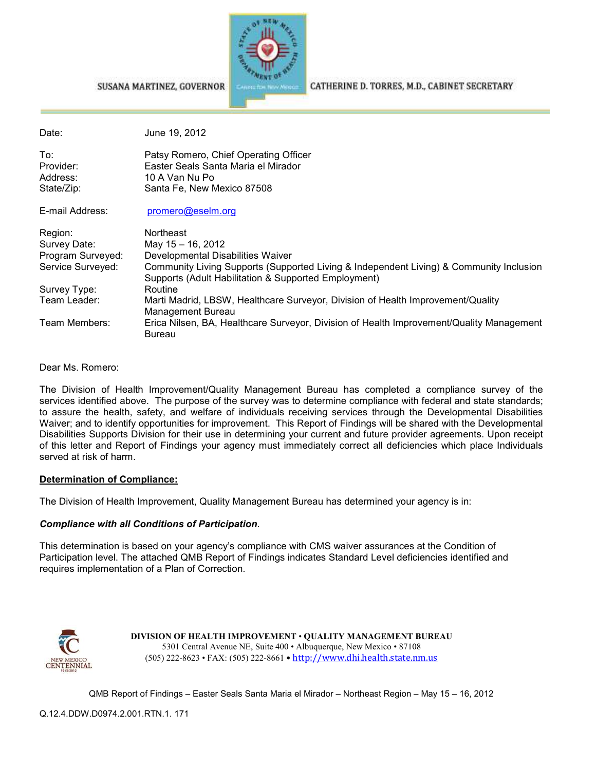SUSANA MARTINEZ, GOVERNOR

CATHERINE D. TORRES, M.D., CABINET SECRETARY

| | |
|---|---|
| Date: | June 19, 2012 |
| To: | Patsy Romero, Chief Operating Officer |
| Provider: | Easter Seals Santa Maria el Mirador |
| Address: | 10 A Van Nu Po |
| State/Zip: | Santa Fe, New Mexico 87508 |
| E-mail Address: | promero@eselm.org |
| Region: | Northeast |
| Survey Date: | May 15 – 16, 2012 |
| Program Surveyed: | Developmental Disabilities Waiver |
| Service Surveyed: | Community Living Supports (Supported Living & Independent Living) & Community Inclusion Supports (Adult Habilitation & Supported Employment) |
| Survey Type: | Routine |
| Team Leader: | Marti Madrid, LBSW, Healthcare Surveyor, Division of Health Improvement/Quality Management Bureau |
| Team Members: | Erica Nilsen, BA, Healthcare Surveyor, Division of Health Improvement/Quality Management Bureau |

Dear Ms. Romero:

The Division of Health Improvement/Quality Management Bureau has completed a compliance survey of the services identified above. The purpose of the survey was to determine compliance with federal and state standards; to assure the health, safety, and welfare of individuals receiving services through the Developmental Disabilities Waiver; and to identify opportunities for improvement. This Report of Findings will be shared with the Developmental Disabilities Supports Division for their use in determining your current and future provider agreements. Upon receipt of this letter and Report of Findings your agency must immediately correct all deficiencies which place Individuals served at risk of harm.

**Determination of Compliance:**

The Division of Health Improvement, Quality Management Bureau has determined your agency is in:

***Compliance with all Conditions of Participation***.

This determination is based on your agency's compliance with CMS waiver assurances at the Condition of Participation level. The attached QMB Report of Findings indicates Standard Level deficiencies identified and requires implementation of a Plan of Correction.

**DIVISION OF HEALTH IMPROVEMENT • QUALITY MANAGEMENT BUREAU**
5301 Central Avenue NE, Suite 400 • Albuquerque, New Mexico • 87108
(505) 222-8623 • FAX: (505) 222-8661 • http://www.dhi.health.state.nm.us

QMB Report of Findings – Easter Seals Santa Maria el Mirador – Northeast Region – May 15 – 16, 2012

Q.12.4.DDW.D0974.2.001.RTN.1. 171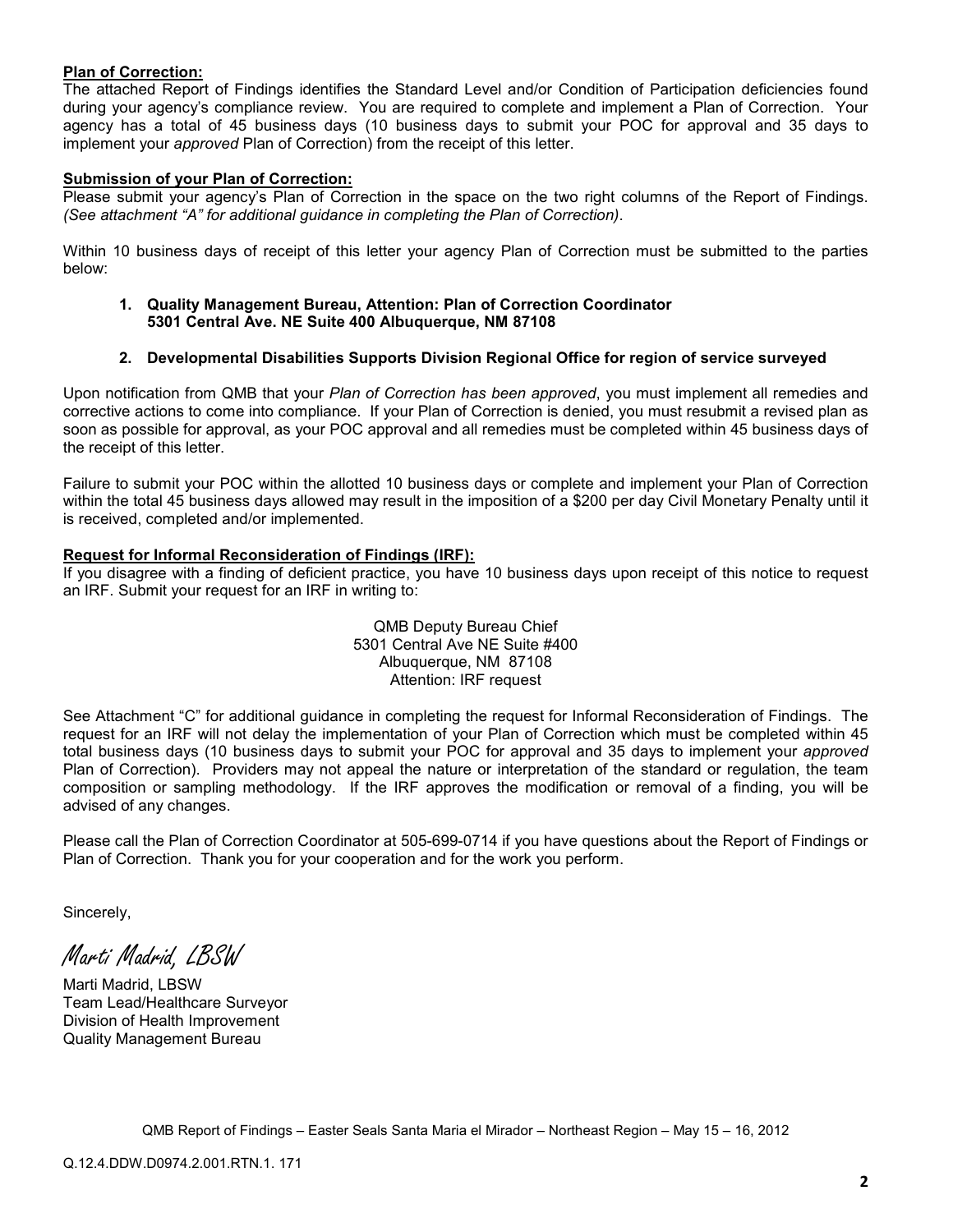**Plan of Correction:**
The attached Report of Findings identifies the Standard Level and/or Condition of Participation deficiencies found during your agency's compliance review. You are required to complete and implement a Plan of Correction. Your agency has a total of 45 business days (10 business days to submit your POC for approval and 35 days to implement your *approved* Plan of Correction) from the receipt of this letter.

**Submission of your Plan of Correction:**
Please submit your agency's Plan of Correction in the space on the two right columns of the Report of Findings. *(See attachment "A" for additional guidance in completing the Plan of Correction).*

Within 10 business days of receipt of this letter your agency Plan of Correction must be submitted to the parties below:

1. **Quality Management Bureau, Attention: Plan of Correction Coordinator 5301 Central Ave. NE Suite 400 Albuquerque, NM 87108**

2. **Developmental Disabilities Supports Division Regional Office for region of service surveyed**

Upon notification from QMB that your *Plan of Correction has been approved*, you must implement all remedies and corrective actions to come into compliance. If your Plan of Correction is denied, you must resubmit a revised plan as soon as possible for approval, as your POC approval and all remedies must be completed within 45 business days of the receipt of this letter.

Failure to submit your POC within the allotted 10 business days or complete and implement your Plan of Correction within the total 45 business days allowed may result in the imposition of a $200 per day Civil Monetary Penalty until it is received, completed and/or implemented.

**Request for Informal Reconsideration of Findings (IRF):**
If you disagree with a finding of deficient practice, you have 10 business days upon receipt of this notice to request an IRF. Submit your request for an IRF in writing to:

QMB Deputy Bureau Chief
5301 Central Ave NE Suite #400
Albuquerque, NM 87108
Attention: IRF request

See Attachment "C" for additional guidance in completing the request for Informal Reconsideration of Findings. The request for an IRF will not delay the implementation of your Plan of Correction which must be completed within 45 total business days (10 business days to submit your POC for approval and 35 days to implement your *approved* Plan of Correction). Providers may not appeal the nature or interpretation of the standard or regulation, the team composition or sampling methodology. If the IRF approves the modification or removal of a finding, you will be advised of any changes.

Please call the Plan of Correction Coordinator at 505-699-0714 if you have questions about the Report of Findings or Plan of Correction. Thank you for your cooperation and for the work you perform.

Sincerely,

*Marti Madrid, LBSW*

Marti Madrid, LBSW
Team Lead/Healthcare Surveyor
Division of Health Improvement
Quality Management Bureau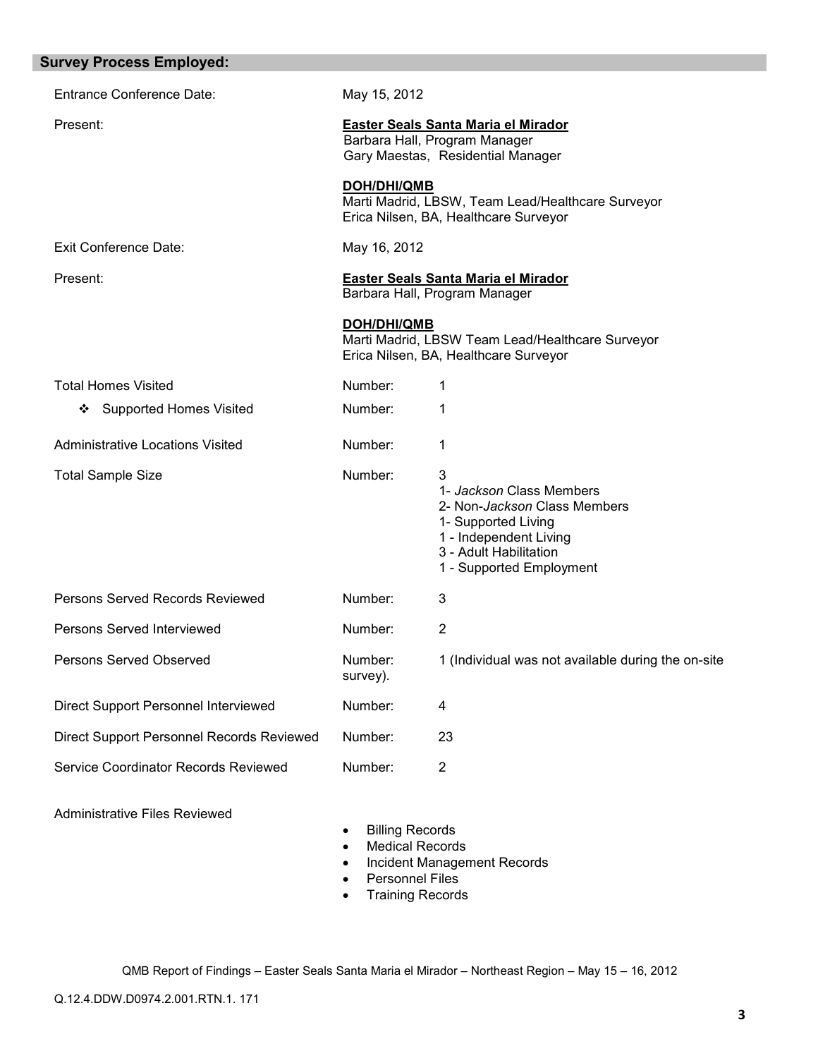## Survey Process Employed:

| | | |
|---|---|---|
| Entrance Conference Date: | May 15, 2012 | |
| Present: | **Easter Seals Santa Maria el Mirador**<br>Barbara Hall, Program Manager<br>Gary Maestas, Residential Manager<br><br>**DOH/DHI/QMB**<br>Marti Madrid, LBSW, Team Lead/Healthcare Surveyor<br>Erica Nilsen, BA, Healthcare Surveyor | |
| Exit Conference Date: | May 16, 2012 | |
| Present: | **Easter Seals Santa Maria el Mirador**<br>Barbara Hall, Program Manager<br><br>**DOH/DHI/QMB**<br>Marti Madrid, LBSW Team Lead/Healthcare Surveyor<br>Erica Nilsen, BA, Healthcare Surveyor | |
| Total Homes Visited | Number: | 1 |
| ❖ Supported Homes Visited | Number: | 1 |
| Administrative Locations Visited | Number: | 1 |
| Total Sample Size | Number: | 3<br>1- *Jackson* Class Members<br>2- Non-*Jackson* Class Members<br>1- Supported Living<br>1 - Independent Living<br>3 - Adult Habilitation<br>1 - Supported Employment |
| Persons Served Records Reviewed | Number: | 3 |
| Persons Served Interviewed | Number: | 2 |
| Persons Served Observed | Number: survey). | 1 (Individual was not available during the on-site |
| Direct Support Personnel Interviewed | Number: | 4 |
| Direct Support Personnel Records Reviewed | Number: | 23 |
| Service Coordinator Records Reviewed | Number: | 2 |

Administrative Files Reviewed

- Billing Records
- Medical Records
- Incident Management Records
- Personnel Files
- Training Records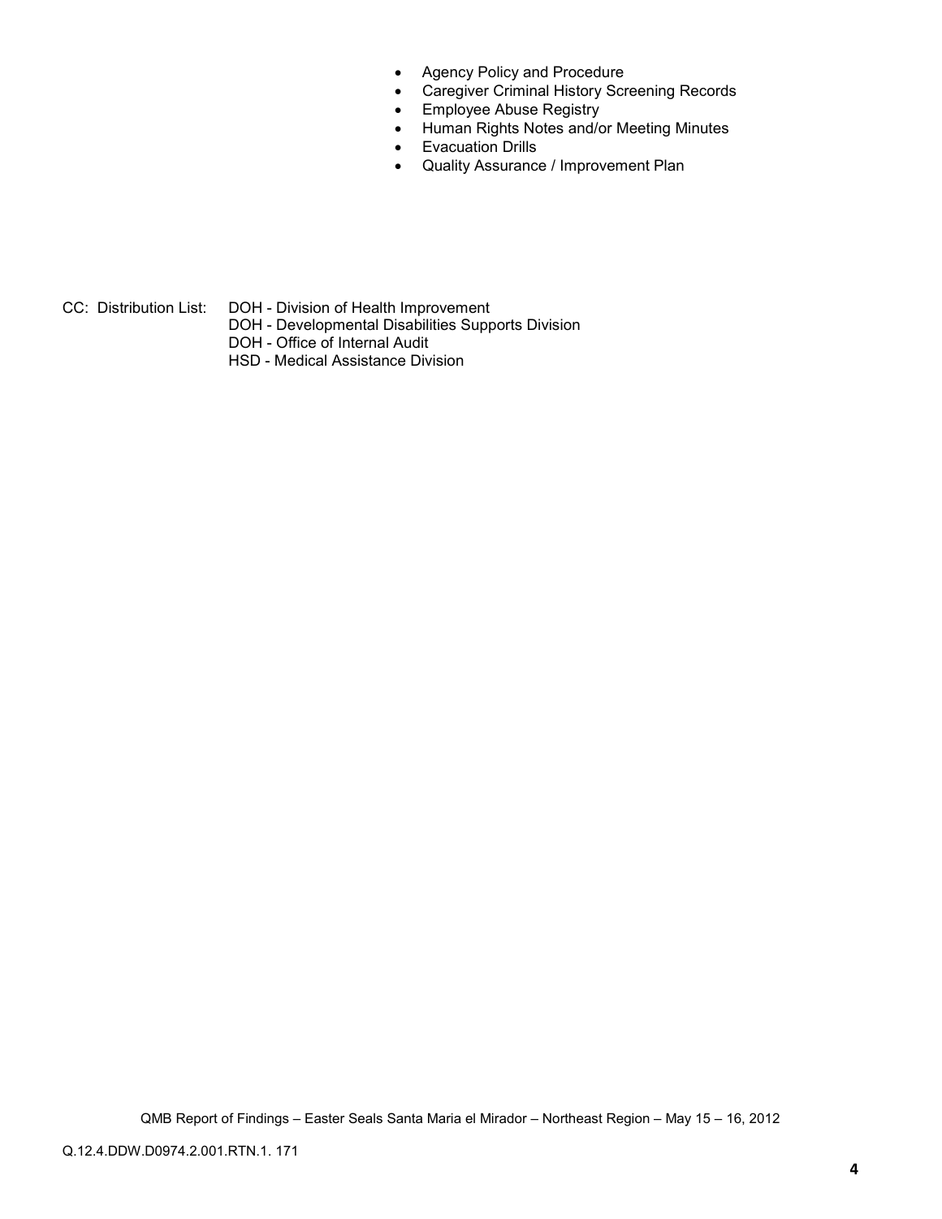- Agency Policy and Procedure
- Caregiver Criminal History Screening Records
- Employee Abuse Registry
- Human Rights Notes and/or Meeting Minutes
- Evacuation Drills
- Quality Assurance / Improvement Plan

CC: Distribution List: DOH - Division of Health Improvement
DOH - Developmental Disabilities Supports Division
DOH - Office of Internal Audit
HSD - Medical Assistance Division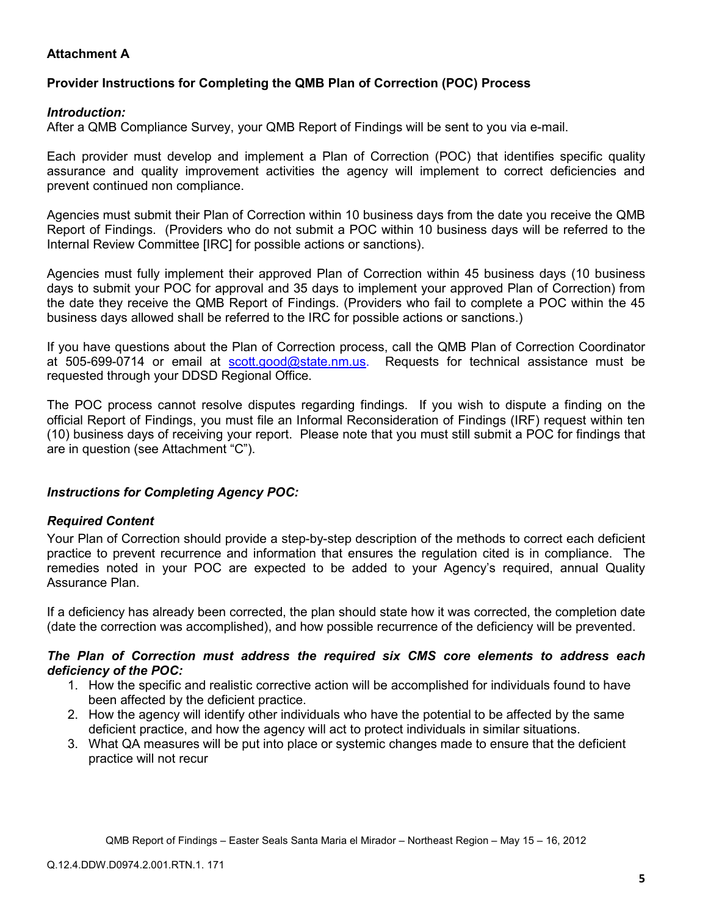**Attachment A**

**Provider Instructions for Completing the QMB Plan of Correction (POC) Process**

***Introduction:***
After a QMB Compliance Survey, your QMB Report of Findings will be sent to you via e-mail.

Each provider must develop and implement a Plan of Correction (POC) that identifies specific quality assurance and quality improvement activities the agency will implement to correct deficiencies and prevent continued non compliance.

Agencies must submit their Plan of Correction within 10 business days from the date you receive the QMB Report of Findings. (Providers who do not submit a POC within 10 business days will be referred to the Internal Review Committee [IRC] for possible actions or sanctions).

Agencies must fully implement their approved Plan of Correction within 45 business days (10 business days to submit your POC for approval and 35 days to implement your approved Plan of Correction) from the date they receive the QMB Report of Findings. (Providers who fail to complete a POC within the 45 business days allowed shall be referred to the IRC for possible actions or sanctions.)

If you have questions about the Plan of Correction process, call the QMB Plan of Correction Coordinator at 505-699-0714 or email at scott.good@state.nm.us. Requests for technical assistance must be requested through your DDSD Regional Office.

The POC process cannot resolve disputes regarding findings. If you wish to dispute a finding on the official Report of Findings, you must file an Informal Reconsideration of Findings (IRF) request within ten (10) business days of receiving your report. Please note that you must still submit a POC for findings that are in question (see Attachment "C").

***Instructions for Completing Agency POC:***

***Required Content***
Your Plan of Correction should provide a step-by-step description of the methods to correct each deficient practice to prevent recurrence and information that ensures the regulation cited is in compliance. The remedies noted in your POC are expected to be added to your Agency's required, annual Quality Assurance Plan.

If a deficiency has already been corrected, the plan should state how it was corrected, the completion date (date the correction was accomplished), and how possible recurrence of the deficiency will be prevented.

***The Plan of Correction must address the required six CMS core elements to address each deficiency of the POC:***

1. How the specific and realistic corrective action will be accomplished for individuals found to have been affected by the deficient practice.
2. How the agency will identify other individuals who have the potential to be affected by the same deficient practice, and how the agency will act to protect individuals in similar situations.
3. What QA measures will be put into place or systemic changes made to ensure that the deficient practice will not recur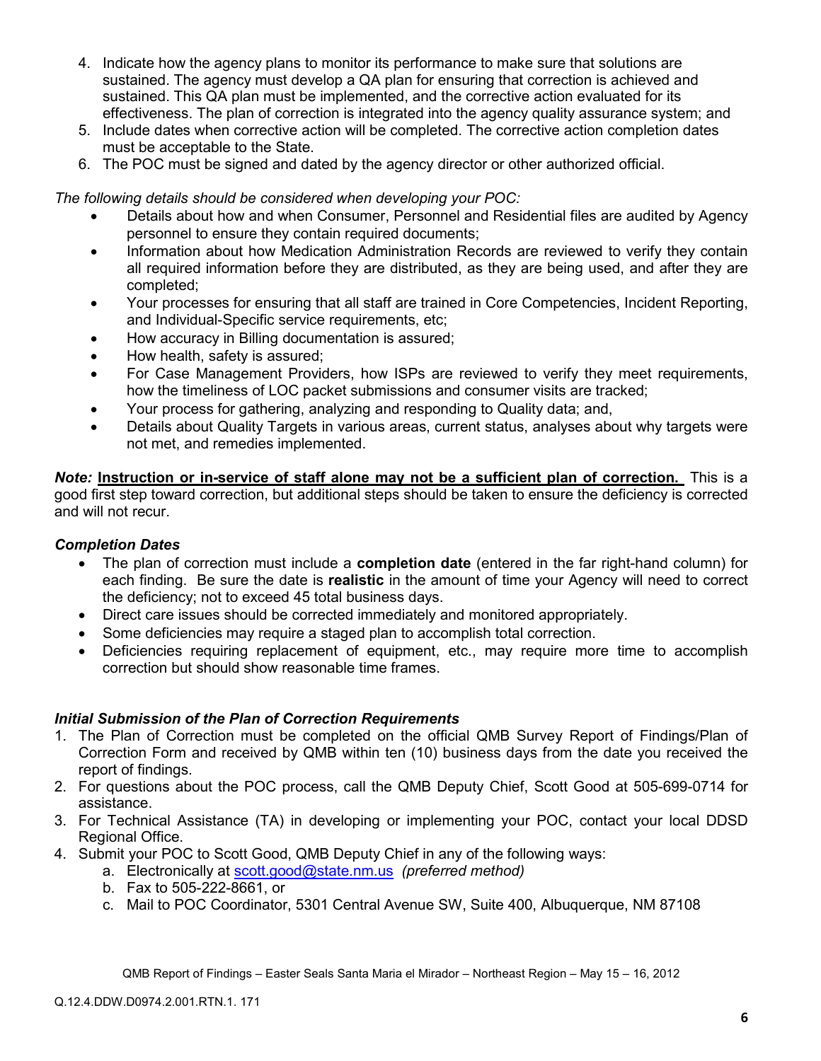4. Indicate how the agency plans to monitor its performance to make sure that solutions are sustained. The agency must develop a QA plan for ensuring that correction is achieved and sustained. This QA plan must be implemented, and the corrective action evaluated for its effectiveness. The plan of correction is integrated into the agency quality assurance system; and
5. Include dates when corrective action will be completed. The corrective action completion dates must be acceptable to the State.
6. The POC must be signed and dated by the agency director or other authorized official.

*The following details should be considered when developing your POC:*

- Details about how and when Consumer, Personnel and Residential files are audited by Agency personnel to ensure they contain required documents;
- Information about how Medication Administration Records are reviewed to verify they contain all required information before they are distributed, as they are being used, and after they are completed;
- Your processes for ensuring that all staff are trained in Core Competencies, Incident Reporting, and Individual-Specific service requirements, etc;
- How accuracy in Billing documentation is assured;
- How health, safety is assured;
- For Case Management Providers, how ISPs are reviewed to verify they meet requirements, how the timeliness of LOC packet submissions and consumer visits are tracked;
- Your process for gathering, analyzing and responding to Quality data; and,
- Details about Quality Targets in various areas, current status, analyses about why targets were not met, and remedies implemented.

***Note:*** **<u>Instruction or in-service of staff alone may not be a sufficient plan of correction.</u>** This is a good first step toward correction, but additional steps should be taken to ensure the deficiency is corrected and will not recur.

### *Completion Dates*

- The plan of correction must include a **completion date** (entered in the far right-hand column) for each finding. Be sure the date is **realistic** in the amount of time your Agency will need to correct the deficiency; not to exceed 45 total business days.
- Direct care issues should be corrected immediately and monitored appropriately.
- Some deficiencies may require a staged plan to accomplish total correction.
- Deficiencies requiring replacement of equipment, etc., may require more time to accomplish correction but should show reasonable time frames.

### *Initial Submission of the Plan of Correction Requirements*

1. The Plan of Correction must be completed on the official QMB Survey Report of Findings/Plan of Correction Form and received by QMB within ten (10) business days from the date you received the report of findings.
2. For questions about the POC process, call the QMB Deputy Chief, Scott Good at 505-699-0714 for assistance.
3. For Technical Assistance (TA) in developing or implementing your POC, contact your local DDSD Regional Office.
4. Submit your POC to Scott Good, QMB Deputy Chief in any of the following ways:
   a. Electronically at scott.good@state.nm.us *(preferred method)*
   b. Fax to 505-222-8661, or
   c. Mail to POC Coordinator, 5301 Central Avenue SW, Suite 400, Albuquerque, NM 87108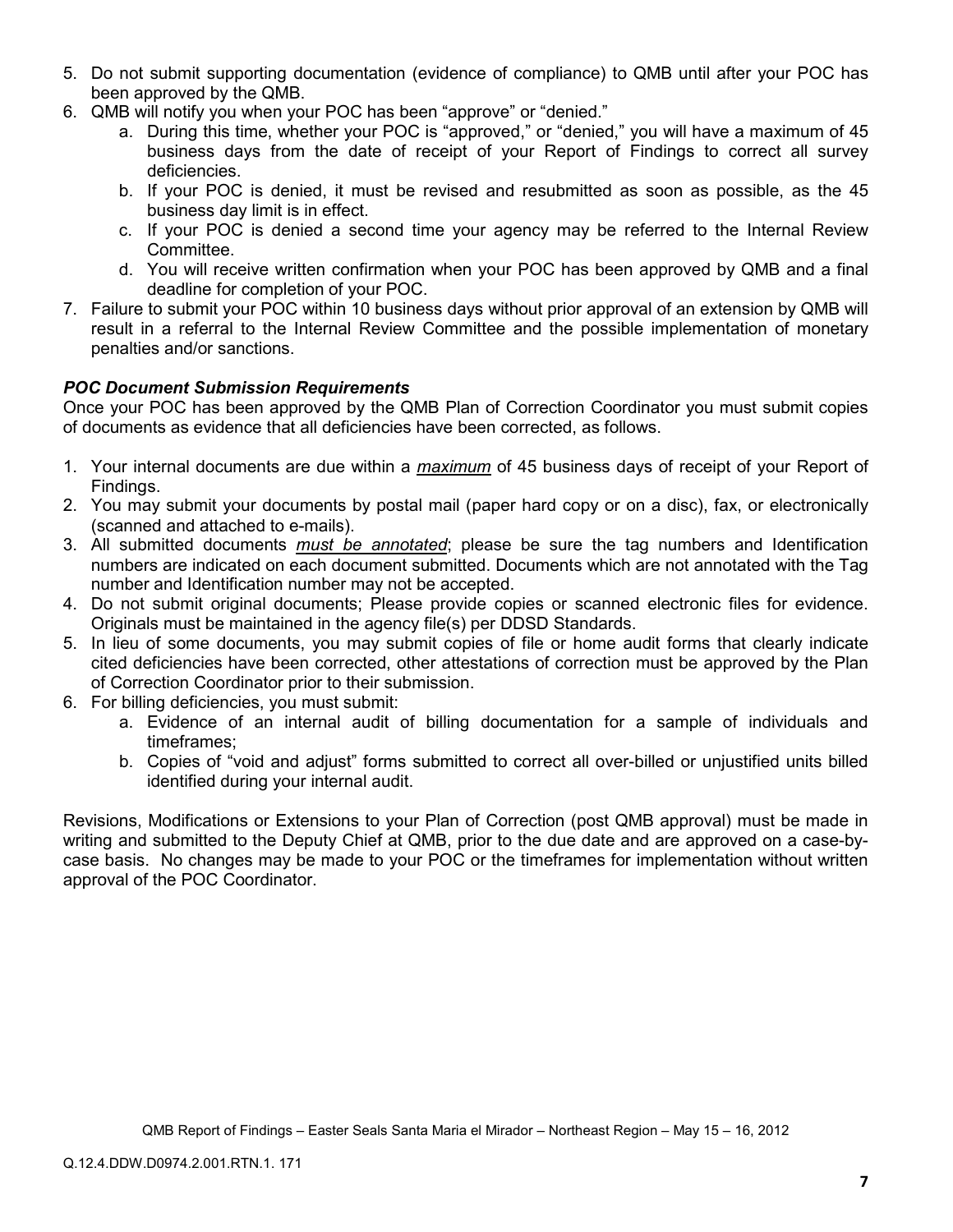5. Do not submit supporting documentation (evidence of compliance) to QMB until after your POC has been approved by the QMB.
6. QMB will notify you when your POC has been "approve" or "denied."
    a. During this time, whether your POC is "approved," or "denied," you will have a maximum of 45 business days from the date of receipt of your Report of Findings to correct all survey deficiencies.
    b. If your POC is denied, it must be revised and resubmitted as soon as possible, as the 45 business day limit is in effect.
    c. If your POC is denied a second time your agency may be referred to the Internal Review Committee.
    d. You will receive written confirmation when your POC has been approved by QMB and a final deadline for completion of your POC.
7. Failure to submit your POC within 10 business days without prior approval of an extension by QMB will result in a referral to the Internal Review Committee and the possible implementation of monetary penalties and/or sanctions.

***POC Document Submission Requirements***

Once your POC has been approved by the QMB Plan of Correction Coordinator you must submit copies of documents as evidence that all deficiencies have been corrected, as follows.

1. Your internal documents are due within a ***maximum*** of 45 business days of receipt of your Report of Findings.
2. You may submit your documents by postal mail (paper hard copy or on a disc), fax, or electronically (scanned and attached to e-mails).
3. All submitted documents ***must be annotated***; please be sure the tag numbers and Identification numbers are indicated on each document submitted. Documents which are not annotated with the Tag number and Identification number may not be accepted.
4. Do not submit original documents; Please provide copies or scanned electronic files for evidence. Originals must be maintained in the agency file(s) per DDSD Standards.
5. In lieu of some documents, you may submit copies of file or home audit forms that clearly indicate cited deficiencies have been corrected, other attestations of correction must be approved by the Plan of Correction Coordinator prior to their submission.
6. For billing deficiencies, you must submit:
    a. Evidence of an internal audit of billing documentation for a sample of individuals and timeframes;
    b. Copies of "void and adjust" forms submitted to correct all over-billed or unjustified units billed identified during your internal audit.

Revisions, Modifications or Extensions to your Plan of Correction (post QMB approval) must be made in writing and submitted to the Deputy Chief at QMB, prior to the due date and are approved on a case-by-case basis. No changes may be made to your POC or the timeframes for implementation without written approval of the POC Coordinator.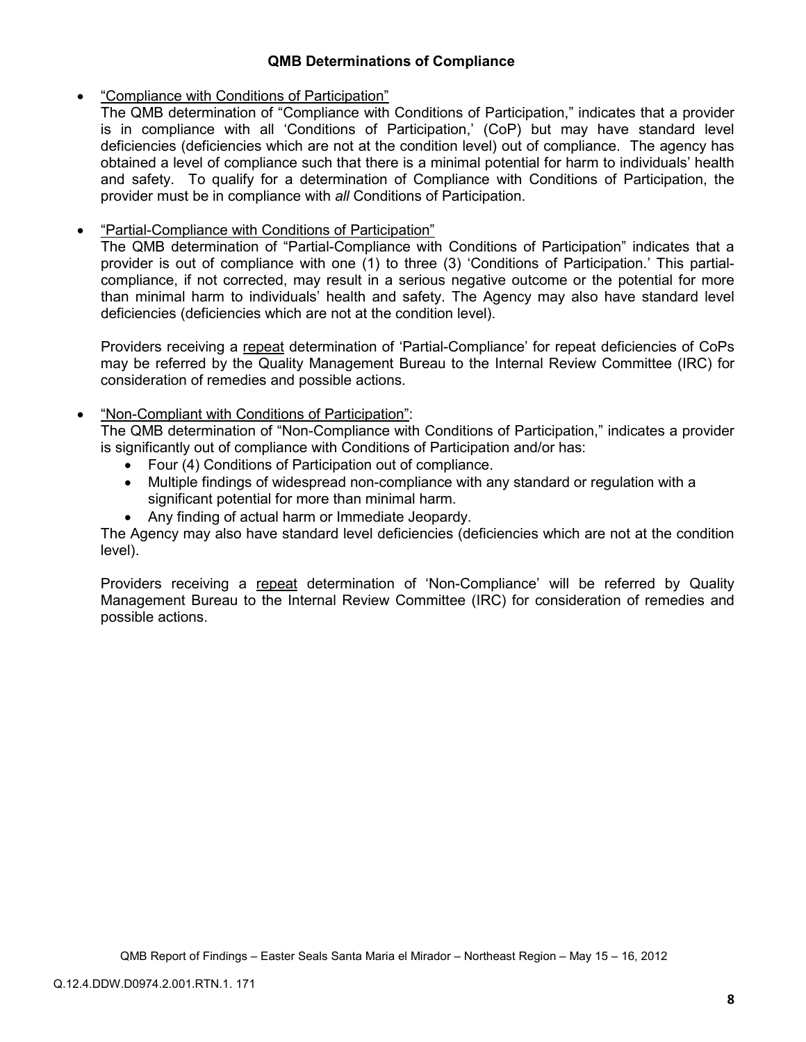## QMB Determinations of Compliance

- "Compliance with Conditions of Participation"
  The QMB determination of "Compliance with Conditions of Participation," indicates that a provider is in compliance with all 'Conditions of Participation,' (CoP) but may have standard level deficiencies (deficiencies which are not at the condition level) out of compliance. The agency has obtained a level of compliance such that there is a minimal potential for harm to individuals' health and safety. To qualify for a determination of Compliance with Conditions of Participation, the provider must be in compliance with *all* Conditions of Participation.

- "Partial-Compliance with Conditions of Participation"
  The QMB determination of "Partial-Compliance with Conditions of Participation" indicates that a provider is out of compliance with one (1) to three (3) 'Conditions of Participation.' This partial-compliance, if not corrected, may result in a serious negative outcome or the potential for more than minimal harm to individuals' health and safety. The Agency may also have standard level deficiencies (deficiencies which are not at the condition level).

  Providers receiving a repeat determination of 'Partial-Compliance' for repeat deficiencies of CoPs may be referred by the Quality Management Bureau to the Internal Review Committee (IRC) for consideration of remedies and possible actions.

- "Non-Compliant with Conditions of Participation":
  The QMB determination of "Non-Compliance with Conditions of Participation," indicates a provider is significantly out of compliance with Conditions of Participation and/or has:
  - Four (4) Conditions of Participation out of compliance.
  - Multiple findings of widespread non-compliance with any standard or regulation with a significant potential for more than minimal harm.
  - Any finding of actual harm or Immediate Jeopardy.

  The Agency may also have standard level deficiencies (deficiencies which are not at the condition level).

  Providers receiving a repeat determination of 'Non-Compliance' will be referred by Quality Management Bureau to the Internal Review Committee (IRC) for consideration of remedies and possible actions.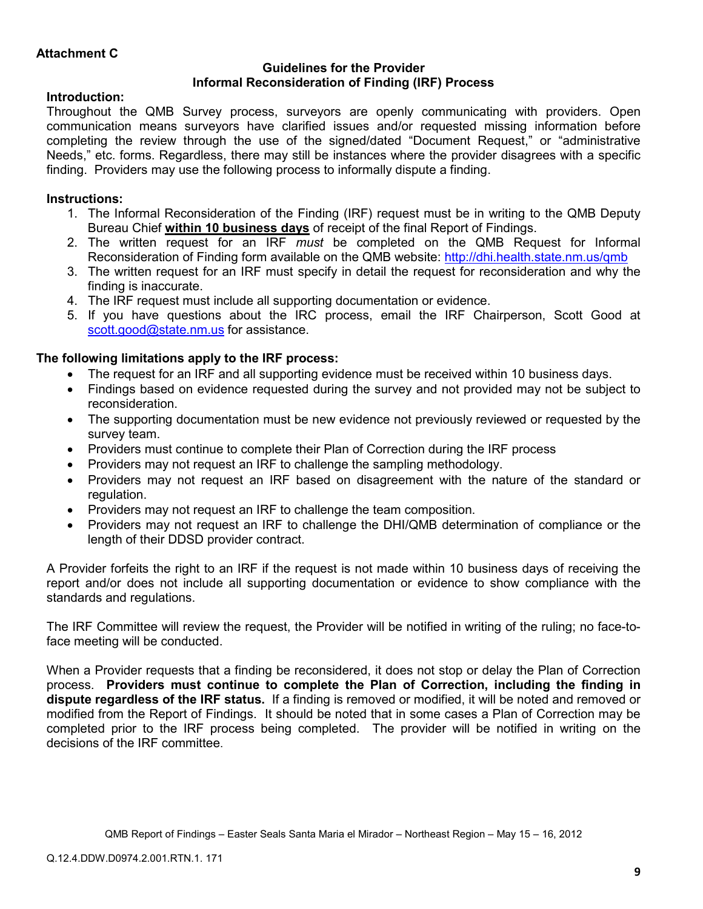**Attachment C**

## Guidelines for the Provider
## Informal Reconsideration of Finding (IRF) Process

**Introduction:**

Throughout the QMB Survey process, surveyors are openly communicating with providers. Open communication means surveyors have clarified issues and/or requested missing information before completing the review through the use of the signed/dated "Document Request," or "administrative Needs," etc. forms. Regardless, there may still be instances where the provider disagrees with a specific finding. Providers may use the following process to informally dispute a finding.

**Instructions:**

1. The Informal Reconsideration of the Finding (IRF) request must be in writing to the QMB Deputy Bureau Chief **within 10 business days** of receipt of the final Report of Findings.
2. The written request for an IRF *must* be completed on the QMB Request for Informal Reconsideration of Finding form available on the QMB website: http://dhi.health.state.nm.us/qmb
3. The written request for an IRF must specify in detail the request for reconsideration and why the finding is inaccurate.
4. The IRF request must include all supporting documentation or evidence.
5. If you have questions about the IRC process, email the IRF Chairperson, Scott Good at scott.good@state.nm.us for assistance.

**The following limitations apply to the IRF process:**

- The request for an IRF and all supporting evidence must be received within 10 business days.
- Findings based on evidence requested during the survey and not provided may not be subject to reconsideration.
- The supporting documentation must be new evidence not previously reviewed or requested by the survey team.
- Providers must continue to complete their Plan of Correction during the IRF process
- Providers may not request an IRF to challenge the sampling methodology.
- Providers may not request an IRF based on disagreement with the nature of the standard or regulation.
- Providers may not request an IRF to challenge the team composition.
- Providers may not request an IRF to challenge the DHI/QMB determination of compliance or the length of their DDSD provider contract.

A Provider forfeits the right to an IRF if the request is not made within 10 business days of receiving the report and/or does not include all supporting documentation or evidence to show compliance with the standards and regulations.

The IRF Committee will review the request, the Provider will be notified in writing of the ruling; no face-to-face meeting will be conducted.

When a Provider requests that a finding be reconsidered, it does not stop or delay the Plan of Correction process. **Providers must continue to complete the Plan of Correction, including the finding in dispute regardless of the IRF status.** If a finding is removed or modified, it will be noted and removed or modified from the Report of Findings. It should be noted that in some cases a Plan of Correction may be completed prior to the IRF process being completed. The provider will be notified in writing on the decisions of the IRF committee.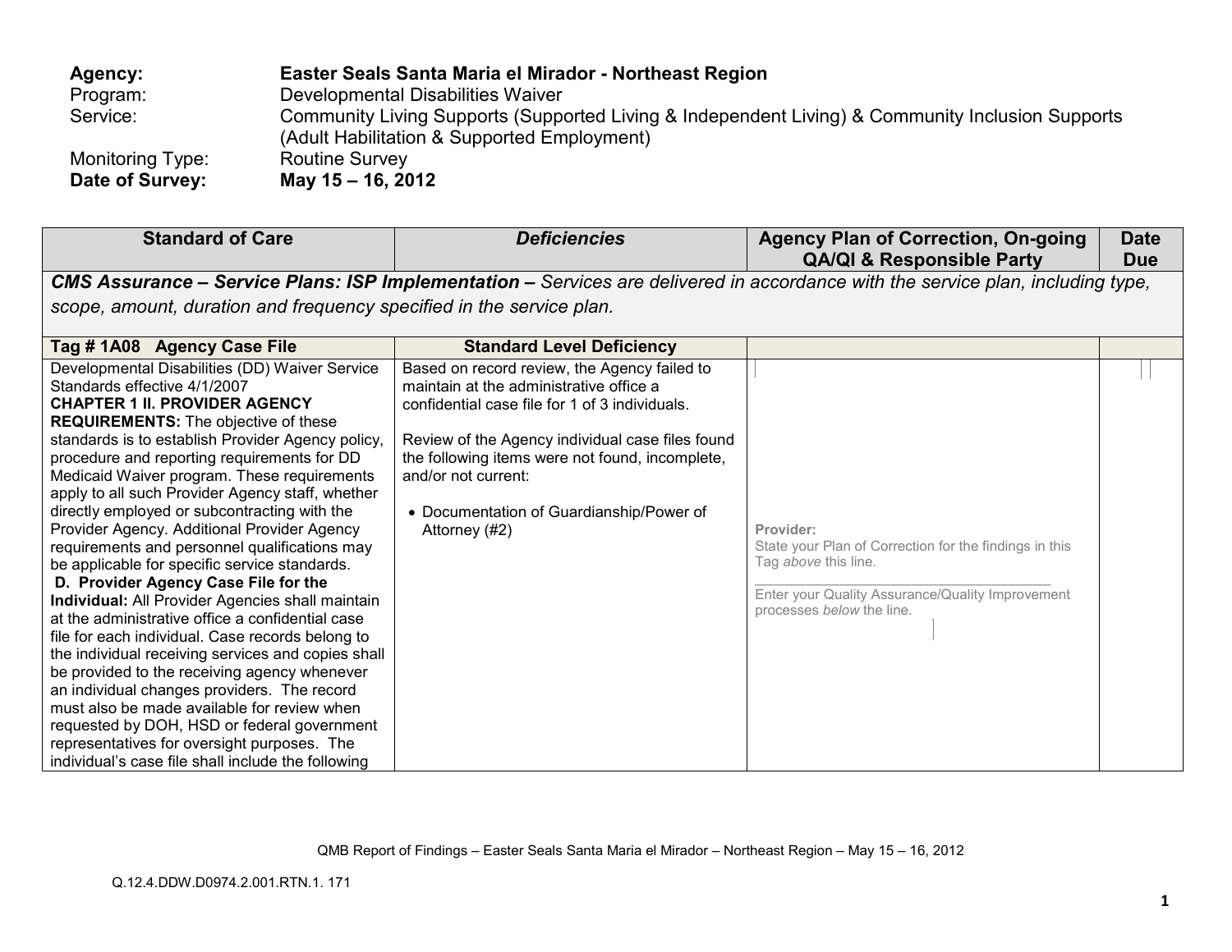**Agency:** **Easter Seals Santa Maria el Mirador - Northeast Region**
Program: Developmental Disabilities Waiver
Service: Community Living Supports (Supported Living & Independent Living) & Community Inclusion Supports (Adult Habilitation & Supported Employment)
Monitoring Type: Routine Survey
**Date of Survey:** **May 15 – 16, 2012**

| Standard of Care | *Deficiencies* | Agency Plan of Correction, On-going QA/QI & Responsible Party | Date Due |
|---|---|---|---|
| ***CMS Assurance – Service Plans: ISP Implementation –*** *Services are delivered in accordance with the service plan, including type, scope, amount, duration and frequency specified in the service plan.* | | | |
| **Tag # 1A08 Agency Case File** | **Standard Level Deficiency** | | |
| Developmental Disabilities (DD) Waiver Service Standards effective 4/1/2007<br>**CHAPTER 1 II. PROVIDER AGENCY REQUIREMENTS:** The objective of these standards is to establish Provider Agency policy, procedure and reporting requirements for DD Medicaid Waiver program. These requirements apply to all such Provider Agency staff, whether directly employed or subcontracting with the Provider Agency. Additional Provider Agency requirements and personnel qualifications may be applicable for specific service standards.<br>**D. Provider Agency Case File for the Individual:** All Provider Agencies shall maintain at the administrative office a confidential case file for each individual. Case records belong to the individual receiving services and copies shall be provided to the receiving agency whenever an individual changes providers. The record must also be made available for review when requested by DOH, HSD or federal government representatives for oversight purposes. The individual's case file shall include the following | Based on record review, the Agency failed to maintain at the administrative office a confidential case file for 1 of 3 individuals.<br><br>Review of the Agency individual case files found the following items were not found, incomplete, and/or not current:<br><br>• Documentation of Guardianship/Power of Attorney (#2) | **Provider:**<br>State your Plan of Correction for the findings in this Tag *above* this line.<br>\_\_\_\_\_\_\_\_\_\_\_\_\_\_\_\_\_\_\_\_\_\_\_\_\_\_\_\_\_\_\_\_\_\_\_\_<br>Enter your Quality Assurance/Quality Improvement processes *below* the line. | |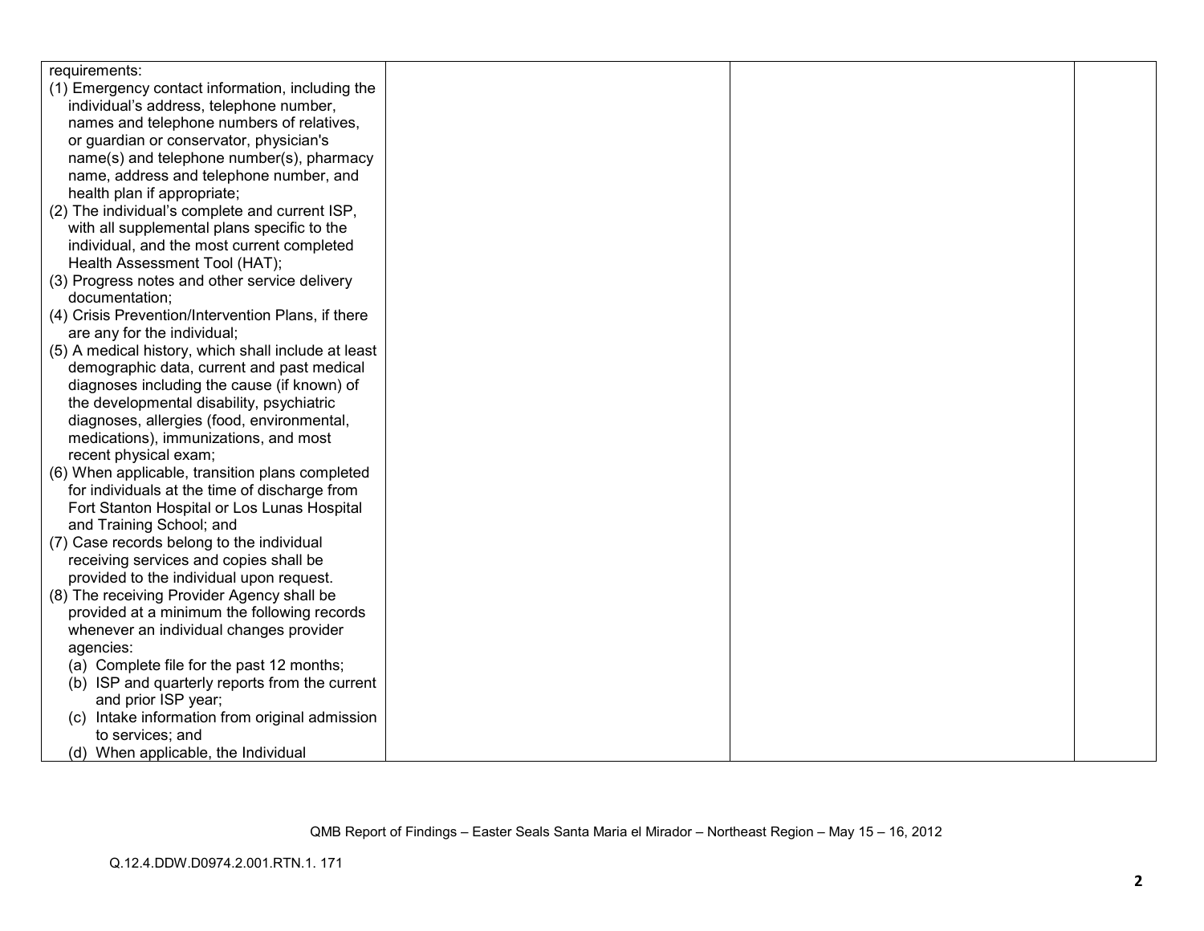| | | | |
|---|---|---|---|
| requirements:<br>(1) Emergency contact information, including the individual's address, telephone number, names and telephone numbers of relatives, or guardian or conservator, physician's name(s) and telephone number(s), pharmacy name, address and telephone number, and health plan if appropriate;<br>(2) The individual's complete and current ISP, with all supplemental plans specific to the individual, and the most current completed Health Assessment Tool (HAT);<br>(3) Progress notes and other service delivery documentation;<br>(4) Crisis Prevention/Intervention Plans, if there are any for the individual;<br>(5) A medical history, which shall include at least demographic data, current and past medical diagnoses including the cause (if known) of the developmental disability, psychiatric diagnoses, allergies (food, environmental, medications), immunizations, and most recent physical exam;<br>(6) When applicable, transition plans completed for individuals at the time of discharge from Fort Stanton Hospital or Los Lunas Hospital and Training School; and<br>(7) Case records belong to the individual receiving services and copies shall be provided to the individual upon request.<br>(8) The receiving Provider Agency shall be provided at a minimum the following records whenever an individual changes provider agencies:<br>(a) Complete file for the past 12 months;<br>(b) ISP and quarterly reports from the current and prior ISP year;<br>(c) Intake information from original admission to services; and<br>(d) When applicable, the Individual | | | |

QMB Report of Findings – Easter Seals Santa Maria el Mirador – Northeast Region – May 15 – 16, 2012

Q.12.4.DDW.D0974.2.001.RTN.1. 171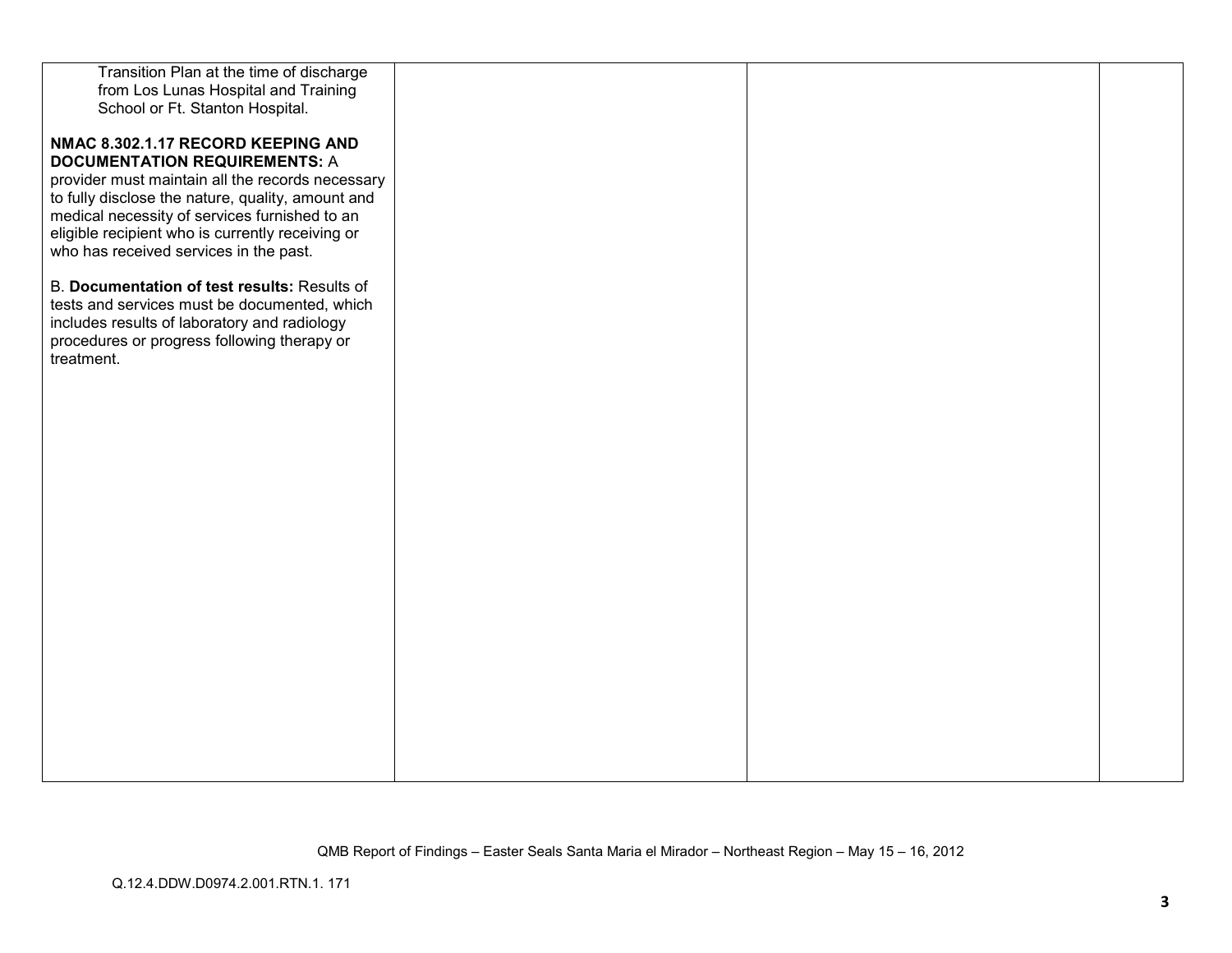| | | | |
|---|---|---|---|
| Transition Plan at the time of discharge from Los Lunas Hospital and Training School or Ft. Stanton Hospital.<br><br>**NMAC 8.302.1.17 RECORD KEEPING AND DOCUMENTATION REQUIREMENTS:** A provider must maintain all the records necessary to fully disclose the nature, quality, amount and medical necessity of services furnished to an eligible recipient who is currently receiving or who has received services in the past.<br><br>B. **Documentation of test results:** Results of tests and services must be documented, which includes results of laboratory and radiology procedures or progress following therapy or treatment. | | | |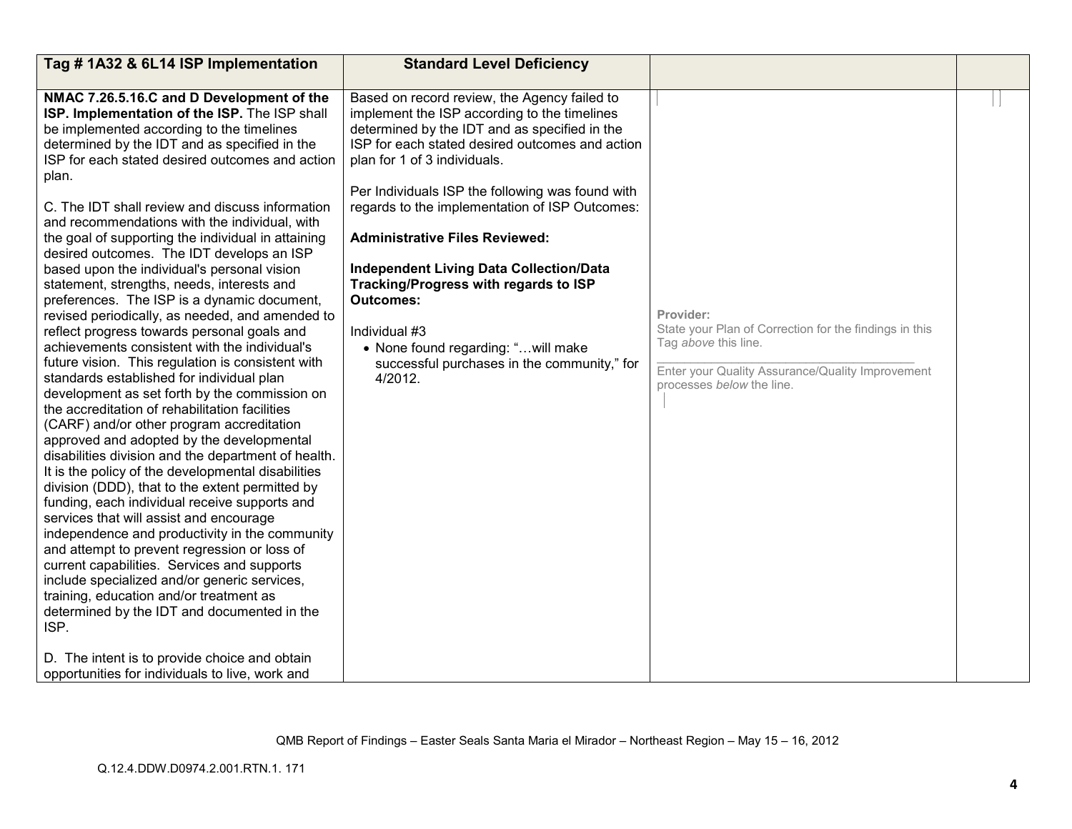| Tag # 1A32 & 6L14 ISP Implementation | Standard Level Deficiency | | |
|---|---|---|---|
| **NMAC 7.26.5.16.C and D Development of the ISP. Implementation of the ISP.** The ISP shall be implemented according to the timelines determined by the IDT and as specified in the ISP for each stated desired outcomes and action plan.<br><br>C. The IDT shall review and discuss information and recommendations with the individual, with the goal of supporting the individual in attaining desired outcomes. The IDT develops an ISP based upon the individual's personal vision statement, strengths, needs, interests and preferences. The ISP is a dynamic document, revised periodically, as needed, and amended to reflect progress towards personal goals and achievements consistent with the individual's future vision. This regulation is consistent with standards established for individual plan development as set forth by the commission on the accreditation of rehabilitation facilities (CARF) and/or other program accreditation approved and adopted by the developmental disabilities division and the department of health. It is the policy of the developmental disabilities division (DDD), that to the extent permitted by funding, each individual receive supports and services that will assist and encourage independence and productivity in the community and attempt to prevent regression or loss of current capabilities. Services and supports include specialized and/or generic services, training, education and/or treatment as determined by the IDT and documented in the ISP.<br><br>D. The intent is to provide choice and obtain opportunities for individuals to live, work and | Based on record review, the Agency failed to implement the ISP according to the timelines determined by the IDT and as specified in the ISP for each stated desired outcomes and action plan for 1 of 3 individuals.<br><br>Per Individuals ISP the following was found with regards to the implementation of ISP Outcomes:<br><br>**Administrative Files Reviewed:**<br><br>**Independent Living Data Collection/Data Tracking/Progress with regards to ISP Outcomes:**<br><br>Individual #3<br>• None found regarding: "…will make successful purchases in the community," for 4/2012. | Provider:<br>State your Plan of Correction for the findings in this Tag *above* this line.<br><br>Enter your Quality Assurance/Quality Improvement processes *below* the line. | |

QMB Report of Findings – Easter Seals Santa Maria el Mirador – Northeast Region – May 15 – 16, 2012

Q.12.4.DDW.D0974.2.001.RTN.1. 171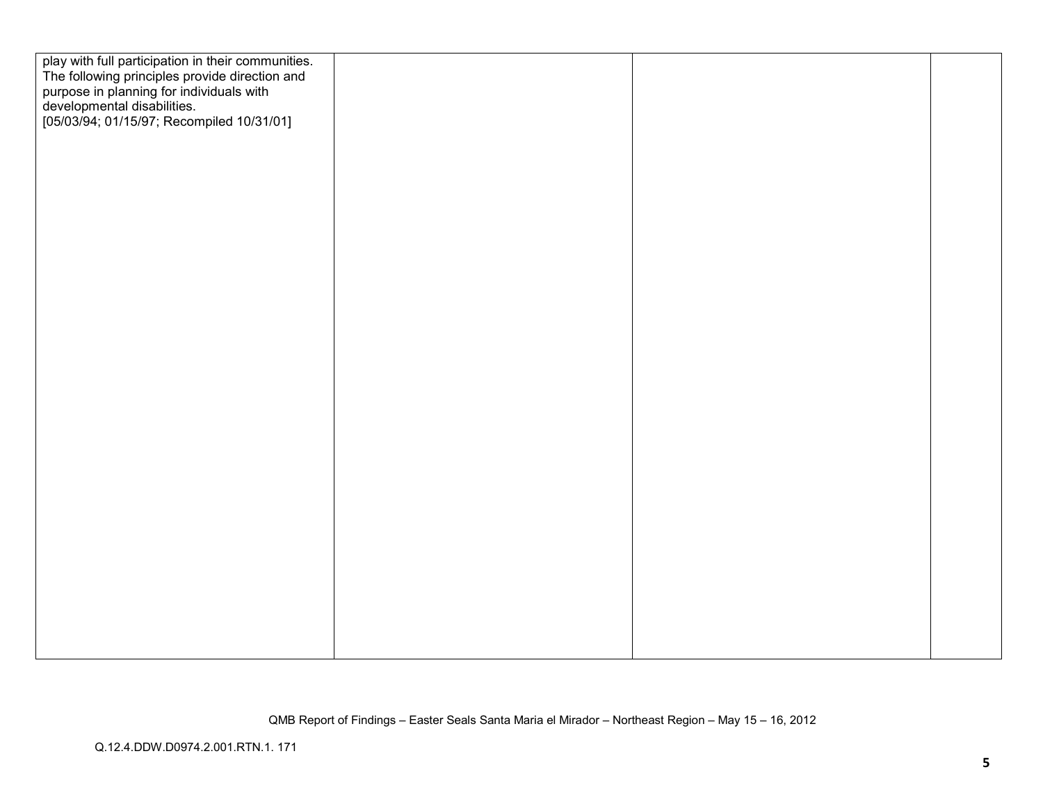| | | | |
|---|---|---|---|
| play with full participation in their communities. The following principles provide direction and purpose in planning for individuals with developmental disabilities. [05/03/94; 01/15/97; Recompiled 10/31/01] | | | |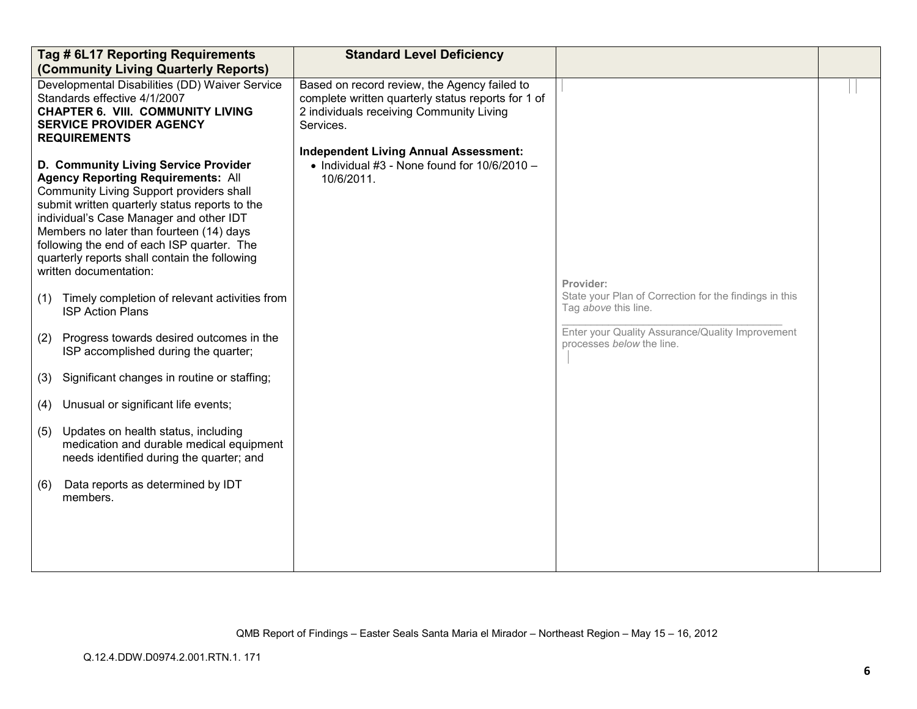| Tag # 6L17 Reporting Requirements (Community Living Quarterly Reports) | Standard Level Deficiency | | |
|---|---|---|---|
| Developmental Disabilities (DD) Waiver Service Standards effective 4/1/2007<br>**CHAPTER 6. VIII. COMMUNITY LIVING SERVICE PROVIDER AGENCY REQUIREMENTS**<br><br>**D. Community Living Service Provider Agency Reporting Requirements:** All Community Living Support providers shall submit written quarterly status reports to the individual's Case Manager and other IDT Members no later than fourteen (14) days following the end of each ISP quarter. The quarterly reports shall contain the following written documentation:<br><br>(1) Timely completion of relevant activities from ISP Action Plans<br><br>(2) Progress towards desired outcomes in the ISP accomplished during the quarter;<br><br>(3) Significant changes in routine or staffing;<br><br>(4) Unusual or significant life events;<br><br>(5) Updates on health status, including medication and durable medical equipment needs identified during the quarter; and<br><br>(6) Data reports as determined by IDT members. | Based on record review, the Agency failed to complete written quarterly status reports for 1 of 2 individuals receiving Community Living Services.<br><br>**Independent Living Annual Assessment:**<br>• Individual #3 - None found for 10/6/2010 – 10/6/2011. | **Provider:**<br>State your Plan of Correction for the findings in this Tag *above* this line.<br>\_\_\_\_\_\_\_\_\_\_\_\_\_\_\_\_\_\_\_\_\_\_\_\_\_\_\_\_\_\_\_\_\_\_\_\_\_\_<br>Enter your Quality Assurance/Quality Improvement processes *below* the line. | |

QMB Report of Findings – Easter Seals Santa Maria el Mirador – Northeast Region – May 15 – 16, 2012

Q.12.4.DDW.D0974.2.001.RTN.1. 171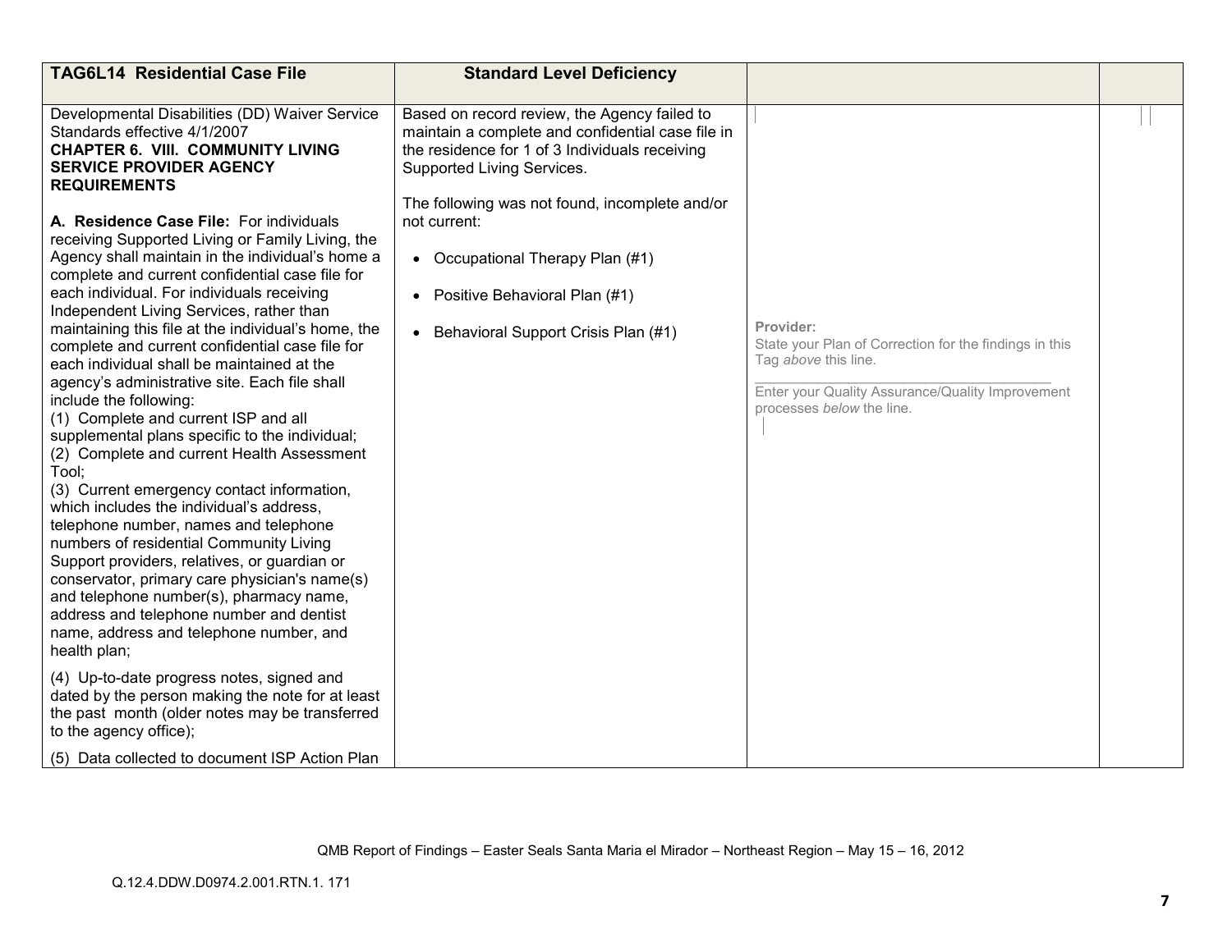| TAG6L14 Residential Case File | Standard Level Deficiency | | |
|---|---|---|---|
| Developmental Disabilities (DD) Waiver Service Standards effective 4/1/2007<br>**CHAPTER 6. VIII. COMMUNITY LIVING SERVICE PROVIDER AGENCY REQUIREMENTS**<br><br>**A. Residence Case File:** For individuals receiving Supported Living or Family Living, the Agency shall maintain in the individual's home a complete and current confidential case file for each individual. For individuals receiving Independent Living Services, rather than maintaining this file at the individual's home, the complete and current confidential case file for each individual shall be maintained at the agency's administrative site. Each file shall include the following:<br>(1) Complete and current ISP and all supplemental plans specific to the individual;<br>(2) Complete and current Health Assessment Tool;<br>(3) Current emergency contact information, which includes the individual's address, telephone number, names and telephone numbers of residential Community Living Support providers, relatives, or guardian or conservator, primary care physician's name(s) and telephone number(s), pharmacy name, address and telephone number and dentist name, address and telephone number, and health plan;<br><br>(4) Up-to-date progress notes, signed and dated by the person making the note for at least the past month (older notes may be transferred to the agency office);<br><br>(5) Data collected to document ISP Action Plan | Based on record review, the Agency failed to maintain a complete and confidential case file in the residence for 1 of 3 Individuals receiving Supported Living Services.<br><br>The following was not found, incomplete and/or not current:<br><br>• Occupational Therapy Plan (#1)<br><br>• Positive Behavioral Plan (#1)<br><br>• Behavioral Support Crisis Plan (#1) | **Provider:**<br>State your Plan of Correction for the findings in this Tag *above* this line.<br>\_\_\_\_\_\_\_\_\_\_\_\_\_\_\_\_\_\_\_\_\_\_\_\_\_\_\_\_\_\_\_\_\_\_\_\_<br>Enter your Quality Assurance/Quality Improvement processes *below* the line. | |

QMB Report of Findings – Easter Seals Santa Maria el Mirador – Northeast Region – May 15 – 16, 2012

Q.12.4.DDW.D0974.2.001.RTN.1. 171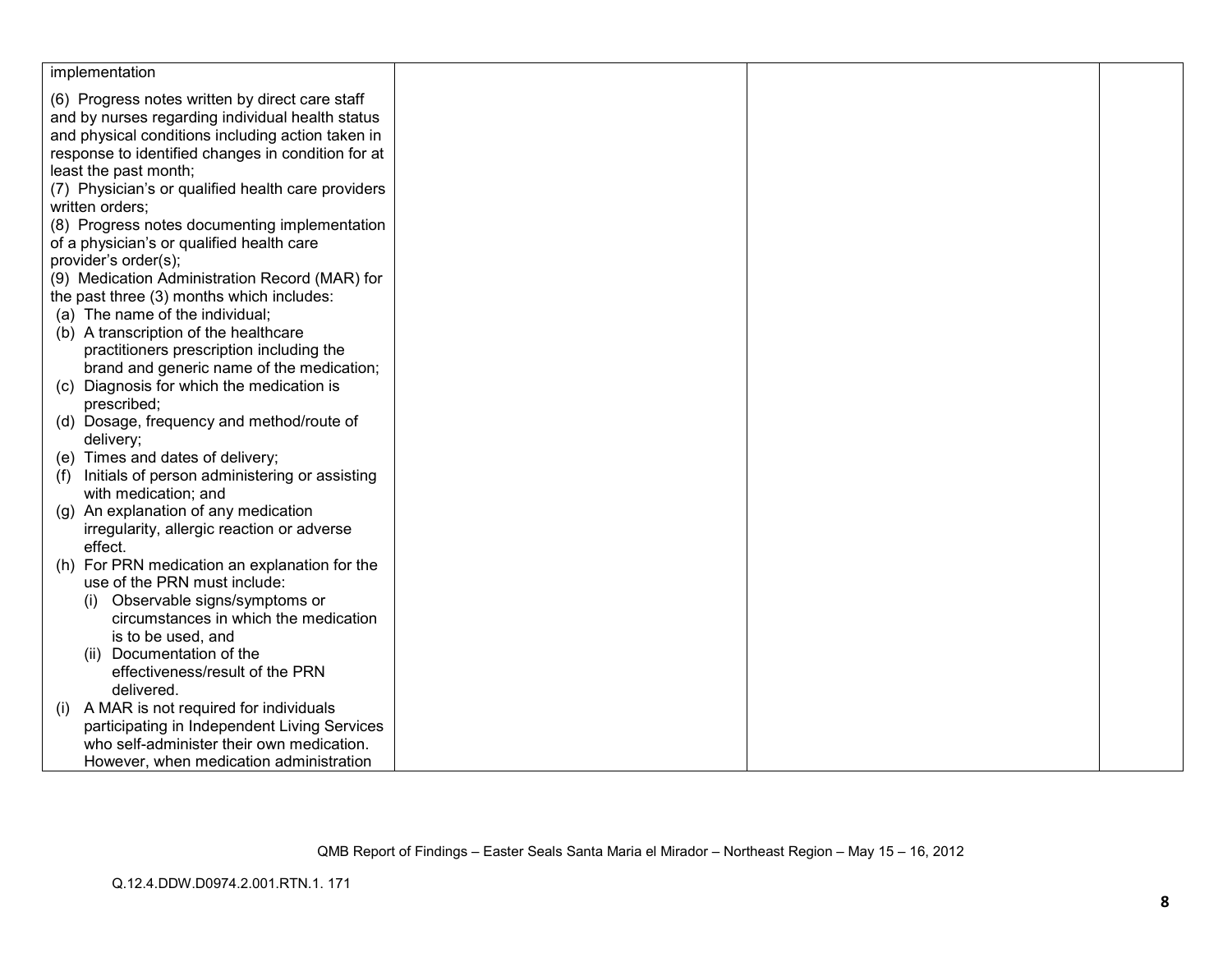| | | | |
|---|---|---|---|
| implementation<br><br>(6) Progress notes written by direct care staff and by nurses regarding individual health status and physical conditions including action taken in response to identified changes in condition for at least the past month;<br>(7) Physician's or qualified health care providers written orders;<br>(8) Progress notes documenting implementation of a physician's or qualified health care provider's order(s);<br>(9) Medication Administration Record (MAR) for the past three (3) months which includes:<br>(a) The name of the individual;<br>(b) A transcription of the healthcare practitioners prescription including the brand and generic name of the medication;<br>(c) Diagnosis for which the medication is prescribed;<br>(d) Dosage, frequency and method/route of delivery;<br>(e) Times and dates of delivery;<br>(f) Initials of person administering or assisting with medication; and<br>(g) An explanation of any medication irregularity, allergic reaction or adverse effect.<br>(h) For PRN medication an explanation for the use of the PRN must include:<br>(i) Observable signs/symptoms or circumstances in which the medication is to be used, and<br>(ii) Documentation of the effectiveness/result of the PRN delivered.<br>(i) A MAR is not required for individuals participating in Independent Living Services who self-administer their own medication. However, when medication administration | | | |

QMB Report of Findings – Easter Seals Santa Maria el Mirador – Northeast Region – May 15 – 16, 2012

Q.12.4.DDW.D0974.2.001.RTN.1. 171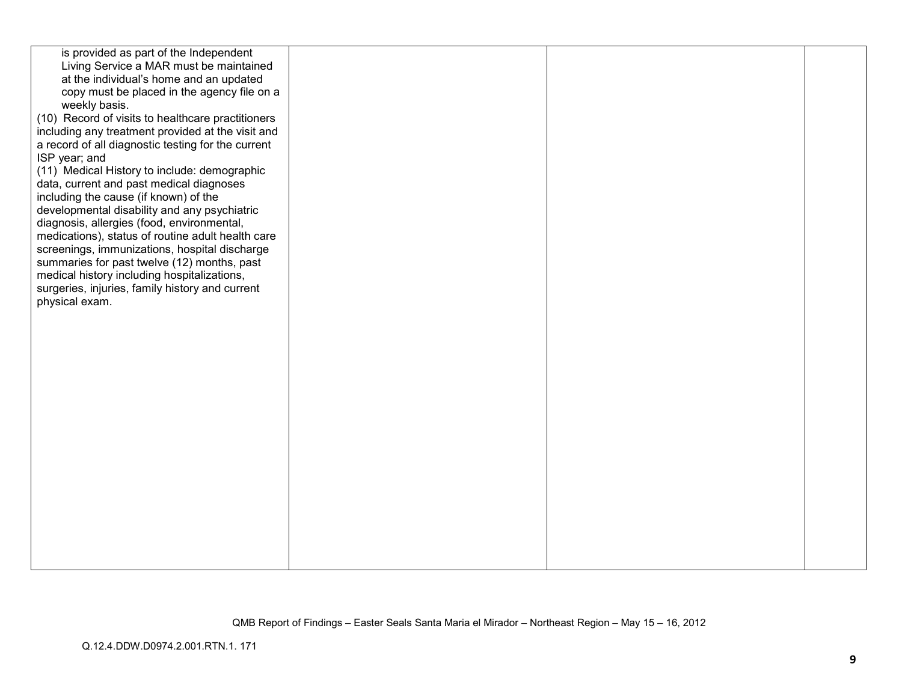| | | | |
|---|---|---|---|
| is provided as part of the Independent Living Service a MAR must be maintained at the individual's home and an updated copy must be placed in the agency file on a weekly basis.<br>(10) Record of visits to healthcare practitioners including any treatment provided at the visit and a record of all diagnostic testing for the current ISP year; and<br>(11) Medical History to include: demographic data, current and past medical diagnoses including the cause (if known) of the developmental disability and any psychiatric diagnosis, allergies (food, environmental, medications), status of routine adult health care screenings, immunizations, hospital discharge summaries for past twelve (12) months, past medical history including hospitalizations, surgeries, injuries, family history and current physical exam. | | | |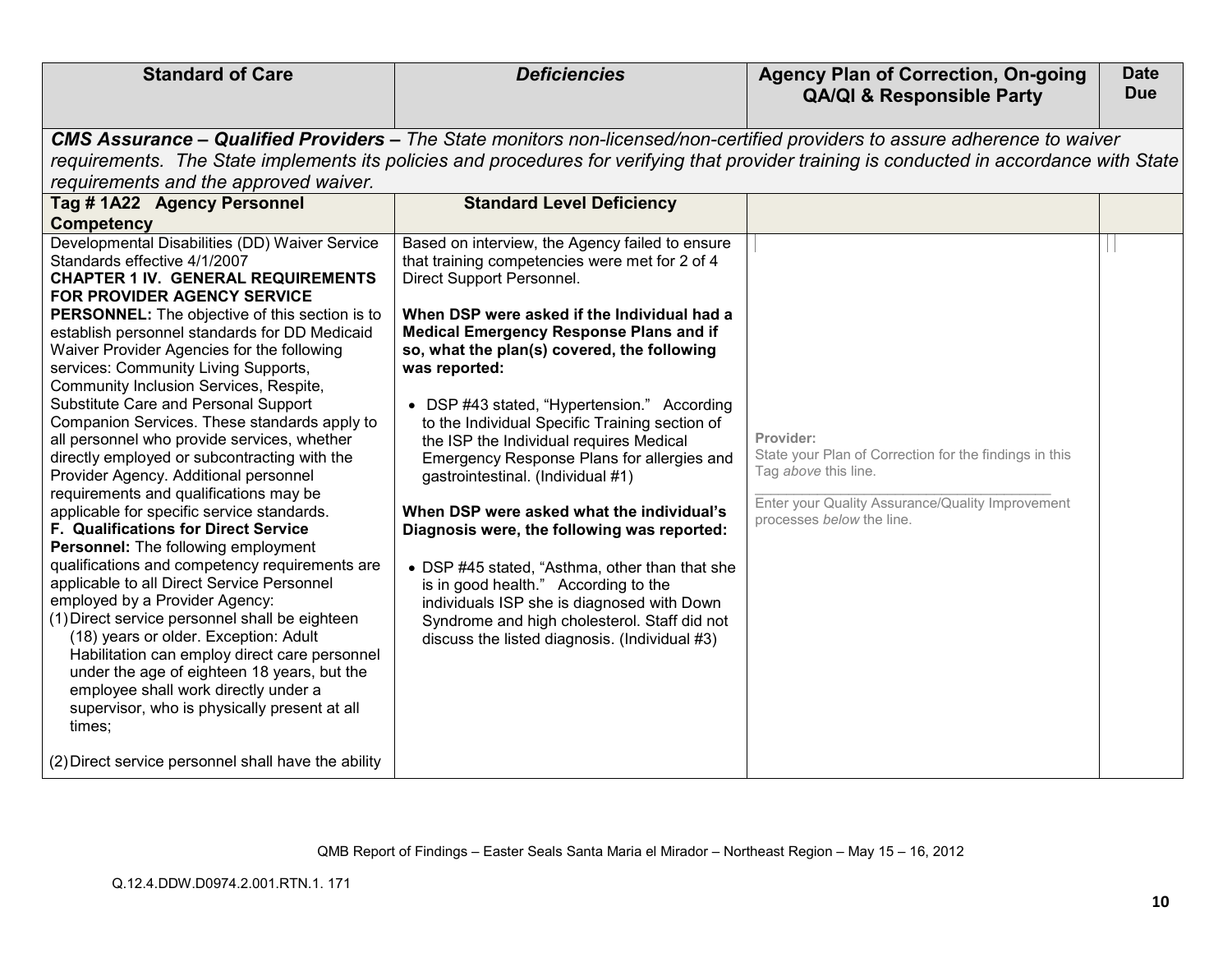| Standard of Care | *Deficiencies* | Agency Plan of Correction, On-going QA/QI & Responsible Party | Date Due |
|---|---|---|---|
| ***CMS Assurance – Qualified Providers –*** *The State monitors non-licensed/non-certified providers to assure adherence to waiver requirements. The State implements its policies and procedures for verifying that provider training is conducted in accordance with State requirements and the approved waiver.* | | | |
| **Tag # 1A22 Agency Personnel Competency** | **Standard Level Deficiency** | | |
| Developmental Disabilities (DD) Waiver Service Standards effective 4/1/2007<br>**CHAPTER 1 IV. GENERAL REQUIREMENTS FOR PROVIDER AGENCY SERVICE PERSONNEL:** The objective of this section is to establish personnel standards for DD Medicaid Waiver Provider Agencies for the following services: Community Living Supports, Community Inclusion Services, Respite, Substitute Care and Personal Support Companion Services. These standards apply to all personnel who provide services, whether directly employed or subcontracting with the Provider Agency. Additional personnel requirements and qualifications may be applicable for specific service standards.<br>**F. Qualifications for Direct Service Personnel:** The following employment qualifications and competency requirements are applicable to all Direct Service Personnel employed by a Provider Agency:<br>(1) Direct service personnel shall be eighteen (18) years or older. Exception: Adult Habilitation can employ direct care personnel under the age of eighteen 18 years, but the employee shall work directly under a supervisor, who is physically present at all times;<br><br>(2) Direct service personnel shall have the ability | Based on interview, the Agency failed to ensure that training competencies were met for 2 of 4 Direct Support Personnel.<br><br>**When DSP were asked if the Individual had a Medical Emergency Response Plans and if so, what the plan(s) covered, the following was reported:**<br><br>• DSP #43 stated, "Hypertension." According to the Individual Specific Training section of the ISP the Individual requires Medical Emergency Response Plans for allergies and gastrointestinal. (Individual #1)<br><br>**When DSP were asked what the individual's Diagnosis were, the following was reported:**<br><br>• DSP #45 stated, "Asthma, other than that she is in good health." According to the individuals ISP she is diagnosed with Down Syndrome and high cholesterol. Staff did not discuss the listed diagnosis. (Individual #3) | Provider:<br>State your Plan of Correction for the findings in this Tag *above* this line.<br>\_\_\_\_\_\_\_\_\_\_\_\_\_\_\_\_\_\_\_\_\_\_\_\_\_\_\_\_\_\_\_\_\_\_\_\_\_\_\_\_\_\_\_\_<br>Enter your Quality Assurance/Quality Improvement processes *below* the line. | |

QMB Report of Findings – Easter Seals Santa Maria el Mirador – Northeast Region – May 15 – 16, 2012

Q.12.4.DDW.D0974.2.001.RTN.1. 171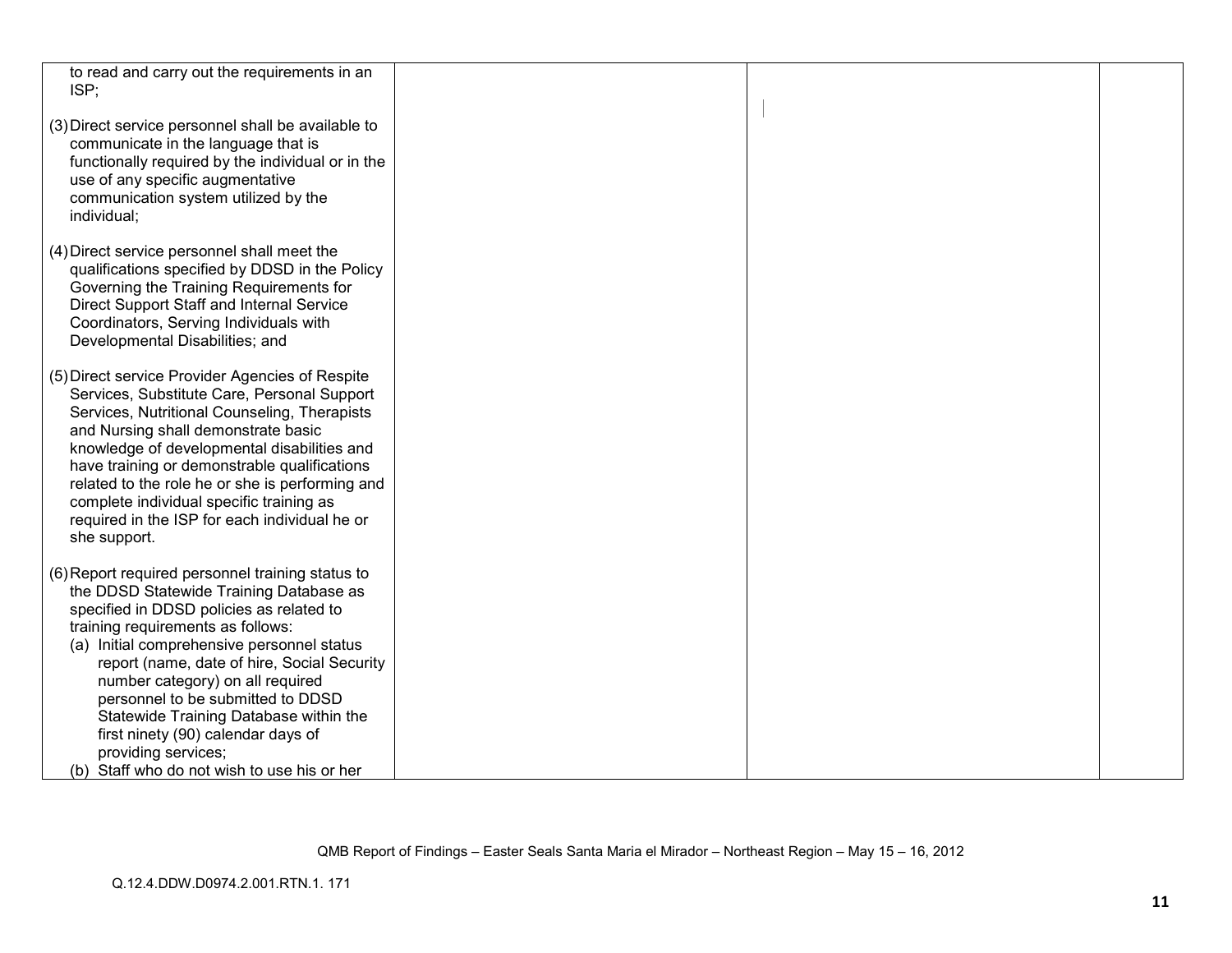| | | | |
|---|---|---|---|
| to read and carry out the requirements in an ISP;<br><br>(3) Direct service personnel shall be available to communicate in the language that is functionally required by the individual or in the use of any specific augmentative communication system utilized by the individual;<br><br>(4) Direct service personnel shall meet the qualifications specified by DDSD in the Policy Governing the Training Requirements for Direct Support Staff and Internal Service Coordinators, Serving Individuals with Developmental Disabilities; and<br><br>(5) Direct service Provider Agencies of Respite Services, Substitute Care, Personal Support Services, Nutritional Counseling, Therapists and Nursing shall demonstrate basic knowledge of developmental disabilities and have training or demonstrable qualifications related to the role he or she is performing and complete individual specific training as required in the ISP for each individual he or she support.<br><br>(6) Report required personnel training status to the DDSD Statewide Training Database as specified in DDSD policies as related to training requirements as follows:<br>(a) Initial comprehensive personnel status report (name, date of hire, Social Security number category) on all required personnel to be submitted to DDSD Statewide Training Database within the first ninety (90) calendar days of providing services;<br>(b) Staff who do not wish to use his or her | | | |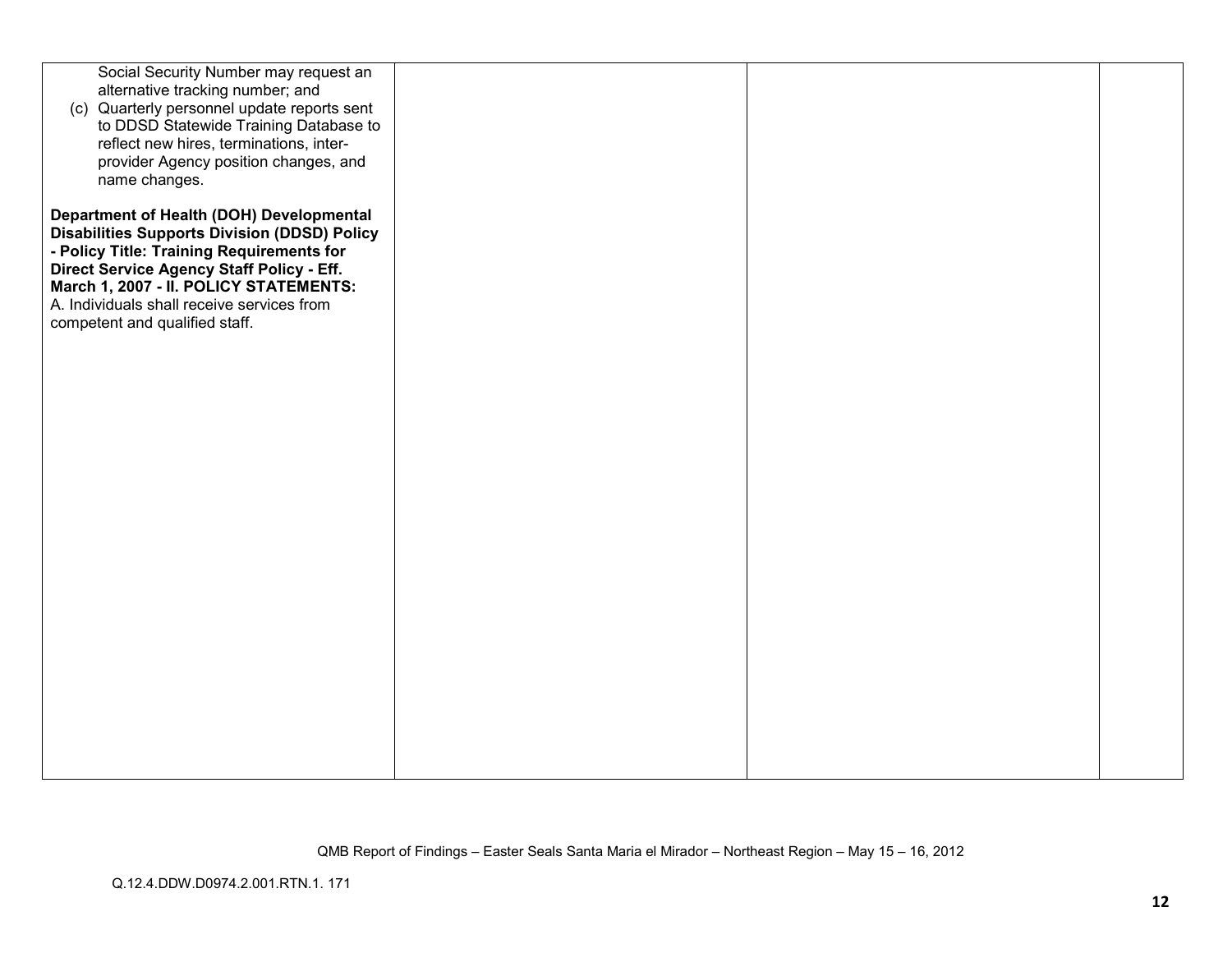| | | | |
|---|---|---|---|
| Social Security Number may request an alternative tracking number; and<br>(c) Quarterly personnel update reports sent to DDSD Statewide Training Database to reflect new hires, terminations, inter-provider Agency position changes, and name changes.<br><br>**Department of Health (DOH) Developmental Disabilities Supports Division (DDSD) Policy - Policy Title: Training Requirements for Direct Service Agency Staff Policy - Eff. March 1, 2007 - II. POLICY STATEMENTS:**<br>A. Individuals shall receive services from competent and qualified staff. | | | |

QMB Report of Findings – Easter Seals Santa Maria el Mirador – Northeast Region – May 15 – 16, 2012

Q.12.4.DDW.D0974.2.001.RTN.1. 171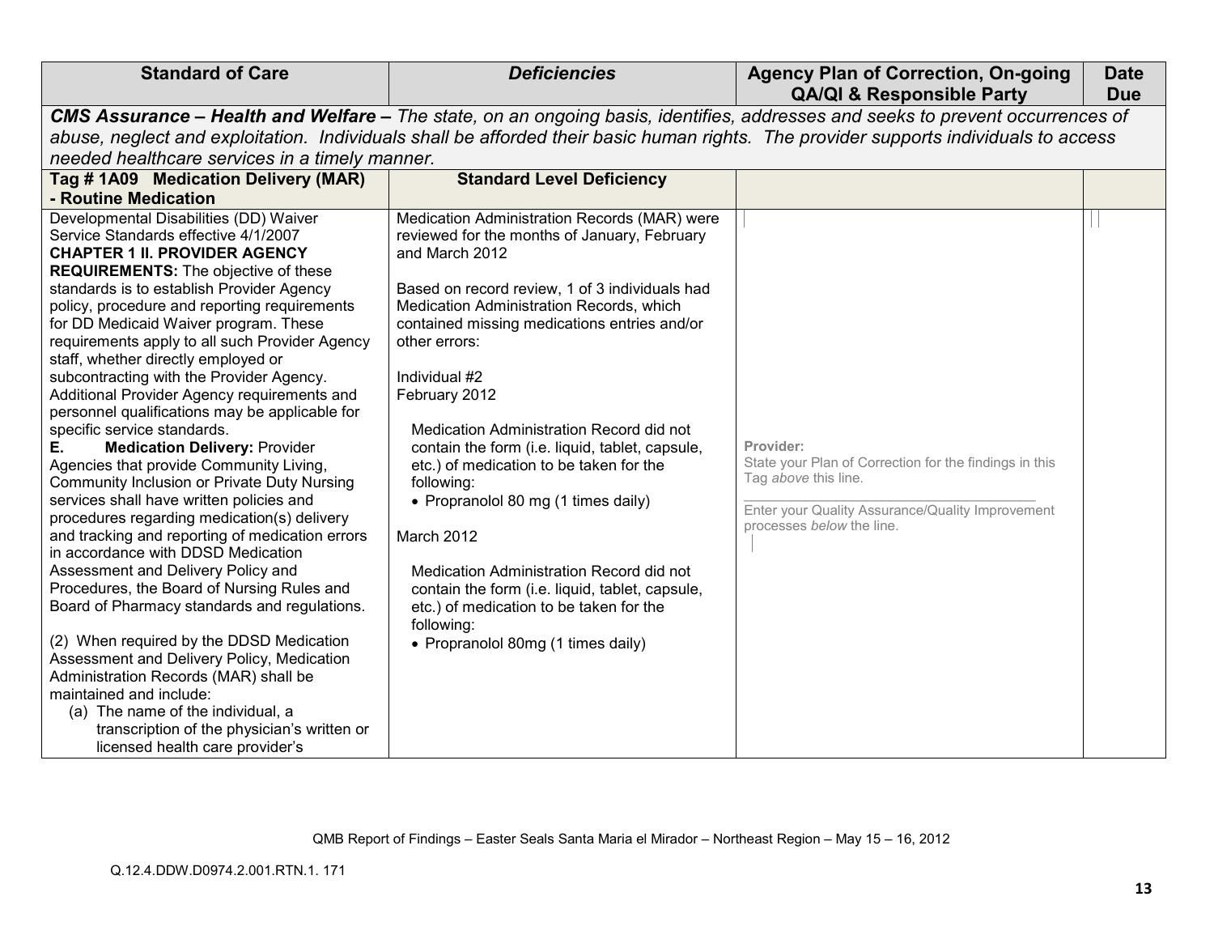| Standard of Care | *Deficiencies* | Agency Plan of Correction, On-going QA/QI & Responsible Party | Date Due |
|---|---|---|---|
| ***CMS Assurance – Health and Welfare –** The state, on an ongoing basis, identifies, addresses and seeks to prevent occurrences of abuse, neglect and exploitation. Individuals shall be afforded their basic human rights. The provider supports individuals to access needed healthcare services in a timely manner.* | | | |
| **Tag # 1A09 Medication Delivery (MAR) - Routine Medication** | **Standard Level Deficiency** | | |
| Developmental Disabilities (DD) Waiver Service Standards effective 4/1/2007<br>**CHAPTER 1 II. PROVIDER AGENCY REQUIREMENTS:** The objective of these standards is to establish Provider Agency policy, procedure and reporting requirements for DD Medicaid Waiver program. These requirements apply to all such Provider Agency staff, whether directly employed or subcontracting with the Provider Agency. Additional Provider Agency requirements and personnel qualifications may be applicable for specific service standards.<br>**E. Medication Delivery:** Provider Agencies that provide Community Living, Community Inclusion or Private Duty Nursing services shall have written policies and procedures regarding medication(s) delivery and tracking and reporting of medication errors in accordance with DDSD Medication Assessment and Delivery Policy and Procedures, the Board of Nursing Rules and Board of Pharmacy standards and regulations.<br><br>(2) When required by the DDSD Medication Assessment and Delivery Policy, Medication Administration Records (MAR) shall be maintained and include:<br>(a) The name of the individual, a transcription of the physician's written or licensed health care provider's | Medication Administration Records (MAR) were reviewed for the months of January, February and March 2012<br><br>Based on record review, 1 of 3 individuals had Medication Administration Records, which contained missing medications entries and/or other errors:<br><br>Individual #2<br>February 2012<br><br>Medication Administration Record did not contain the form (i.e. liquid, tablet, capsule, etc.) of medication to be taken for the following:<br>• Propranolol 80 mg (1 times daily)<br><br>March 2012<br><br>Medication Administration Record did not contain the form (i.e. liquid, tablet, capsule, etc.) of medication to be taken for the following:<br>• Propranolol 80mg (1 times daily) | Provider:<br>State your Plan of Correction for the findings in this Tag *above* this line.<br>\_\_\_\_\_\_\_\_\_\_\_\_\_\_\_\_\_\_\_\_\_\_\_\_\_\_\_\_\_\_\_\_<br>Enter your Quality Assurance/Quality Improvement processes *below* the line. | |

QMB Report of Findings – Easter Seals Santa Maria el Mirador – Northeast Region – May 15 – 16, 2012

Q.12.4.DDW.D0974.2.001.RTN.1. 171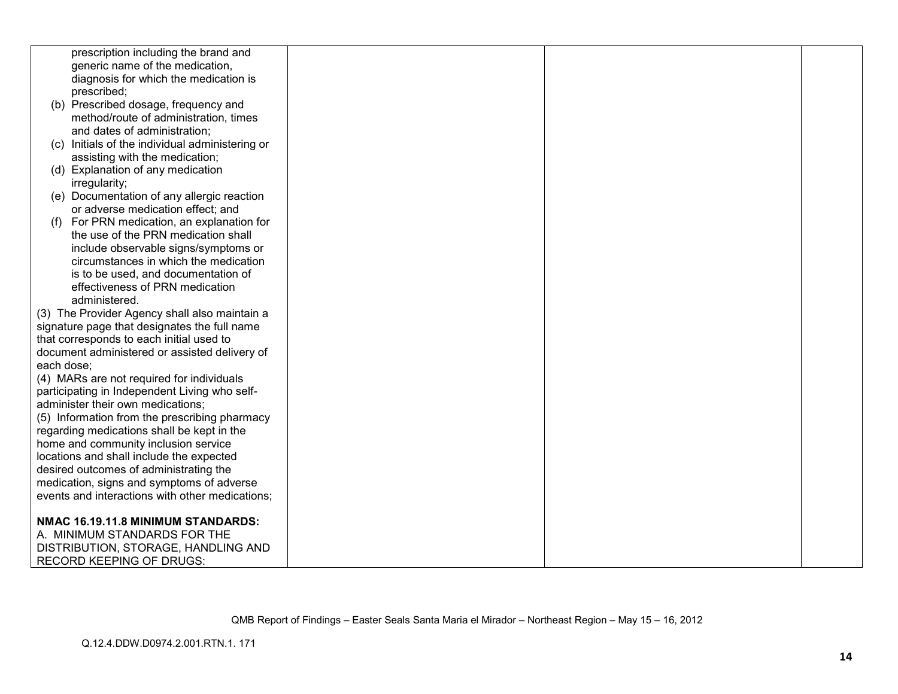| | | | |
|---|---|---|---|
| prescription including the brand and generic name of the medication, diagnosis for which the medication is prescribed;<br>(b) Prescribed dosage, frequency and method/route of administration, times and dates of administration;<br>(c) Initials of the individual administering or assisting with the medication;<br>(d) Explanation of any medication irregularity;<br>(e) Documentation of any allergic reaction or adverse medication effect; and<br>(f) For PRN medication, an explanation for the use of the PRN medication shall include observable signs/symptoms or circumstances in which the medication is to be used, and documentation of effectiveness of PRN medication administered.<br>(3) The Provider Agency shall also maintain a signature page that designates the full name that corresponds to each initial used to document administered or assisted delivery of each dose;<br>(4) MARs are not required for individuals participating in Independent Living who self-administer their own medications;<br>(5) Information from the prescribing pharmacy regarding medications shall be kept in the home and community inclusion service locations and shall include the expected desired outcomes of administrating the medication, signs and symptoms of adverse events and interactions with other medications;<br><br>**NMAC 16.19.11.8 MINIMUM STANDARDS:**<br>A. MINIMUM STANDARDS FOR THE DISTRIBUTION, STORAGE, HANDLING AND RECORD KEEPING OF DRUGS: | | | |

QMB Report of Findings – Easter Seals Santa Maria el Mirador – Northeast Region – May 15 – 16, 2012

Q.12.4.DDW.D0974.2.001.RTN.1. 171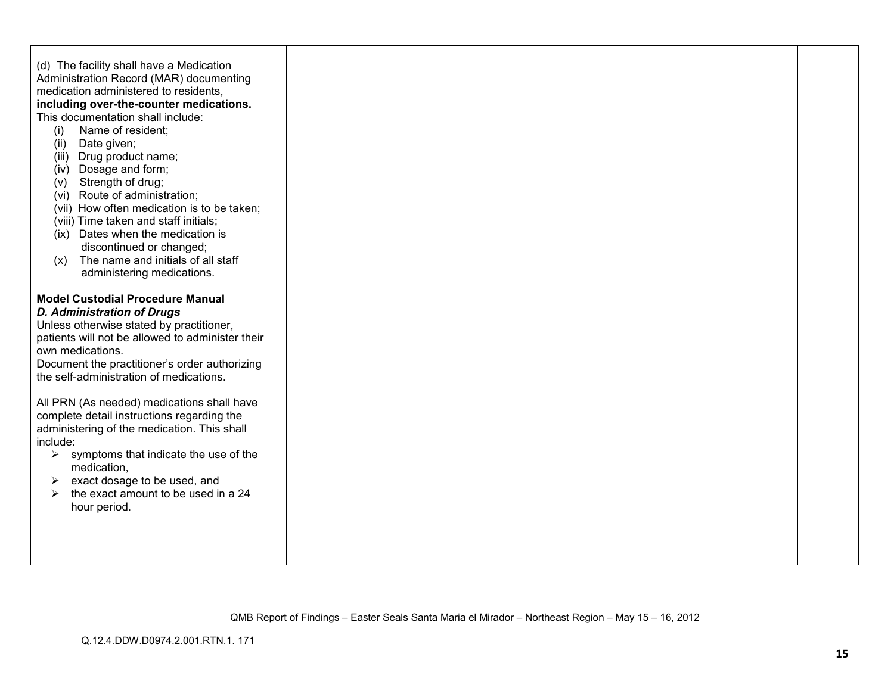| | | | |
|---|---|---|---|
| (d) The facility shall have a Medication Administration Record (MAR) documenting medication administered to residents, **including over-the-counter medications.** This documentation shall include:<br>(i) Name of resident;<br>(ii) Date given;<br>(iii) Drug product name;<br>(iv) Dosage and form;<br>(v) Strength of drug;<br>(vi) Route of administration;<br>(vii) How often medication is to be taken;<br>(viii) Time taken and staff initials;<br>(ix) Dates when the medication is discontinued or changed;<br>(x) The name and initials of all staff administering medications.<br><br>**Model Custodial Procedure Manual**<br>***D. Administration of Drugs***<br>Unless otherwise stated by practitioner, patients will not be allowed to administer their own medications.<br>Document the practitioner's order authorizing the self-administration of medications.<br><br>All PRN (As needed) medications shall have complete detail instructions regarding the administering of the medication. This shall include:<br>➢ symptoms that indicate the use of the medication,<br>➢ exact dosage to be used, and<br>➢ the exact amount to be used in a 24 hour period. | | | |

QMB Report of Findings – Easter Seals Santa Maria el Mirador – Northeast Region – May 15 – 16, 2012

Q.12.4.DDW.D0974.2.001.RTN.1. 171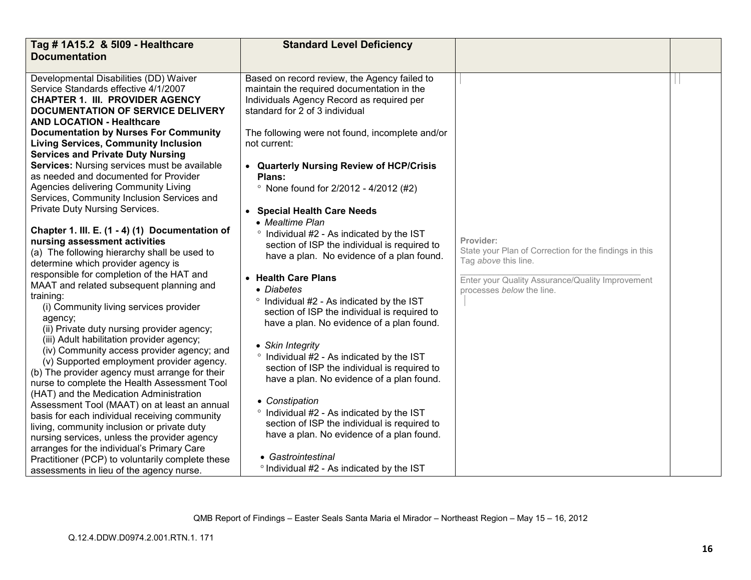| Tag # 1A15.2 & 5I09 - Healthcare Documentation | Standard Level Deficiency | | |
|---|---|---|---|
| Developmental Disabilities (DD) Waiver Service Standards effective 4/1/2007<br>**CHAPTER 1. III. PROVIDER AGENCY DOCUMENTATION OF SERVICE DELIVERY AND LOCATION - Healthcare Documentation by Nurses For Community Living Services, Community Inclusion Services and Private Duty Nursing Services:** Nursing services must be available as needed and documented for Provider Agencies delivering Community Living Services, Community Inclusion Services and Private Duty Nursing Services.<br><br>**Chapter 1. III. E. (1 - 4) (1) Documentation of nursing assessment activities**<br>(a) The following hierarchy shall be used to determine which provider agency is responsible for completion of the HAT and MAAT and related subsequent planning and training:<br>(i) Community living services provider agency;<br>(ii) Private duty nursing provider agency;<br>(iii) Adult habilitation provider agency;<br>(iv) Community access provider agency; and<br>(v) Supported employment provider agency.<br>(b) The provider agency must arrange for their nurse to complete the Health Assessment Tool (HAT) and the Medication Administration Assessment Tool (MAAT) on at least an annual basis for each individual receiving community living, community inclusion or private duty nursing services, unless the provider agency arranges for the individual's Primary Care Practitioner (PCP) to voluntarily complete these assessments in lieu of the agency nurse. | Based on record review, the Agency failed to maintain the required documentation in the Individuals Agency Record as required per standard for 2 of 3 individual<br><br>The following were not found, incomplete and/or not current:<br><br>• **Quarterly Nursing Review of HCP/Crisis Plans:**<br>° None found for 2/2012 - 4/2012 (#2)<br><br>• **Special Health Care Needs**<br>• *Mealtime Plan*<br>° Individual #2 - As indicated by the IST section of ISP the individual is required to have a plan. No evidence of a plan found.<br><br>• **Health Care Plans**<br>• *Diabetes*<br>° Individual #2 - As indicated by the IST section of ISP the individual is required to have a plan. No evidence of a plan found.<br><br>• *Skin Integrity*<br>° Individual #2 - As indicated by the IST section of ISP the individual is required to have a plan. No evidence of a plan found.<br><br>• *Constipation*<br>° Individual #2 - As indicated by the IST section of ISP the individual is required to have a plan. No evidence of a plan found.<br><br>• *Gastrointestinal*<br>° Individual #2 - As indicated by the IST | **Provider:**<br>State your Plan of Correction for the findings in this Tag *above* this line.<br>\_\_\_\_\_\_\_\_\_\_\_\_\_\_\_\_\_\_\_\_\_\_\_\_\_\_\_\_\_\_\_\_<br>Enter your Quality Assurance/Quality Improvement processes *below* the line. | |

QMB Report of Findings – Easter Seals Santa Maria el Mirador – Northeast Region – May 15 – 16, 2012

Q.12.4.DDW.D0974.2.001.RTN.1. 171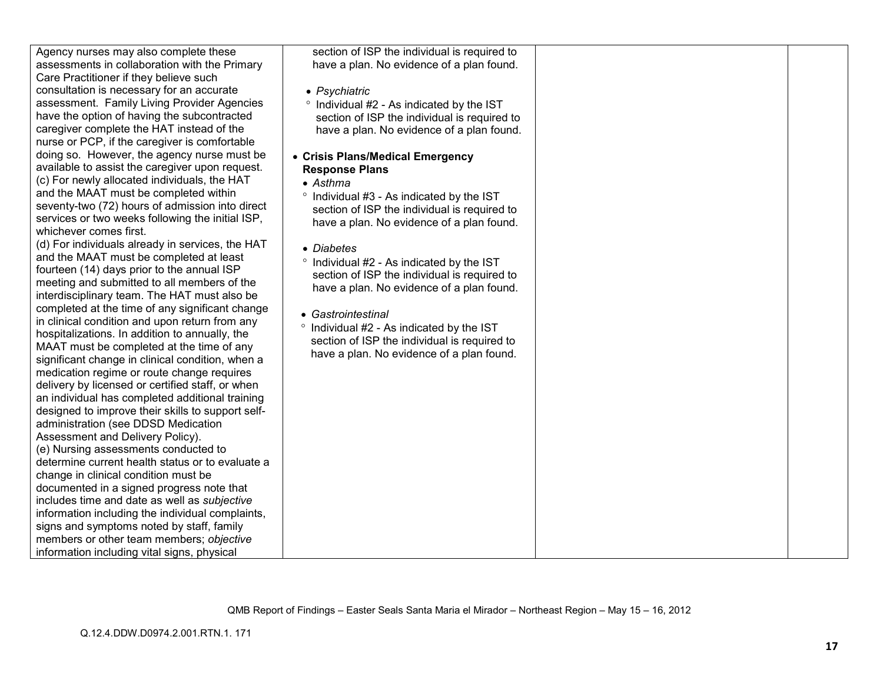| | | | |
|---|---|---|---|
| Agency nurses may also complete these assessments in collaboration with the Primary Care Practitioner if they believe such consultation is necessary for an accurate assessment. Family Living Provider Agencies have the option of having the subcontracted caregiver complete the HAT instead of the nurse or PCP, if the caregiver is comfortable doing so. However, the agency nurse must be available to assist the caregiver upon request.<br>(c) For newly allocated individuals, the HAT and the MAAT must be completed within seventy-two (72) hours of admission into direct services or two weeks following the initial ISP, whichever comes first.<br>(d) For individuals already in services, the HAT and the MAAT must be completed at least fourteen (14) days prior to the annual ISP meeting and submitted to all members of the interdisciplinary team. The HAT must also be completed at the time of any significant change in clinical condition and upon return from any hospitalizations. In addition to annually, the MAAT must be completed at the time of any significant change in clinical condition, when a medication regime or route change requires delivery by licensed or certified staff, or when an individual has completed additional training designed to improve their skills to support self-administration (see DDSD Medication Assessment and Delivery Policy).<br>(e) Nursing assessments conducted to determine current health status or to evaluate a change in clinical condition must be documented in a signed progress note that includes time and date as well as *subjective* information including the individual complaints, signs and symptoms noted by staff, family members or other team members; *objective* information including vital signs, physical | section of ISP the individual is required to have a plan. No evidence of a plan found.<br><br>• *Psychiatric*<br>° Individual #2 - As indicated by the IST section of ISP the individual is required to have a plan. No evidence of a plan found.<br><br>• **Crisis Plans/Medical Emergency Response Plans**<br>• *Asthma*<br>° Individual #3 - As indicated by the IST section of ISP the individual is required to have a plan. No evidence of a plan found.<br><br>• *Diabetes*<br>° Individual #2 - As indicated by the IST section of ISP the individual is required to have a plan. No evidence of a plan found.<br><br>• *Gastrointestinal*<br>° Individual #2 - As indicated by the IST section of ISP the individual is required to have a plan. No evidence of a plan found. | | |

QMB Report of Findings – Easter Seals Santa Maria el Mirador – Northeast Region – May 15 – 16, 2012

Q.12.4.DDW.D0974.2.001.RTN.1. 171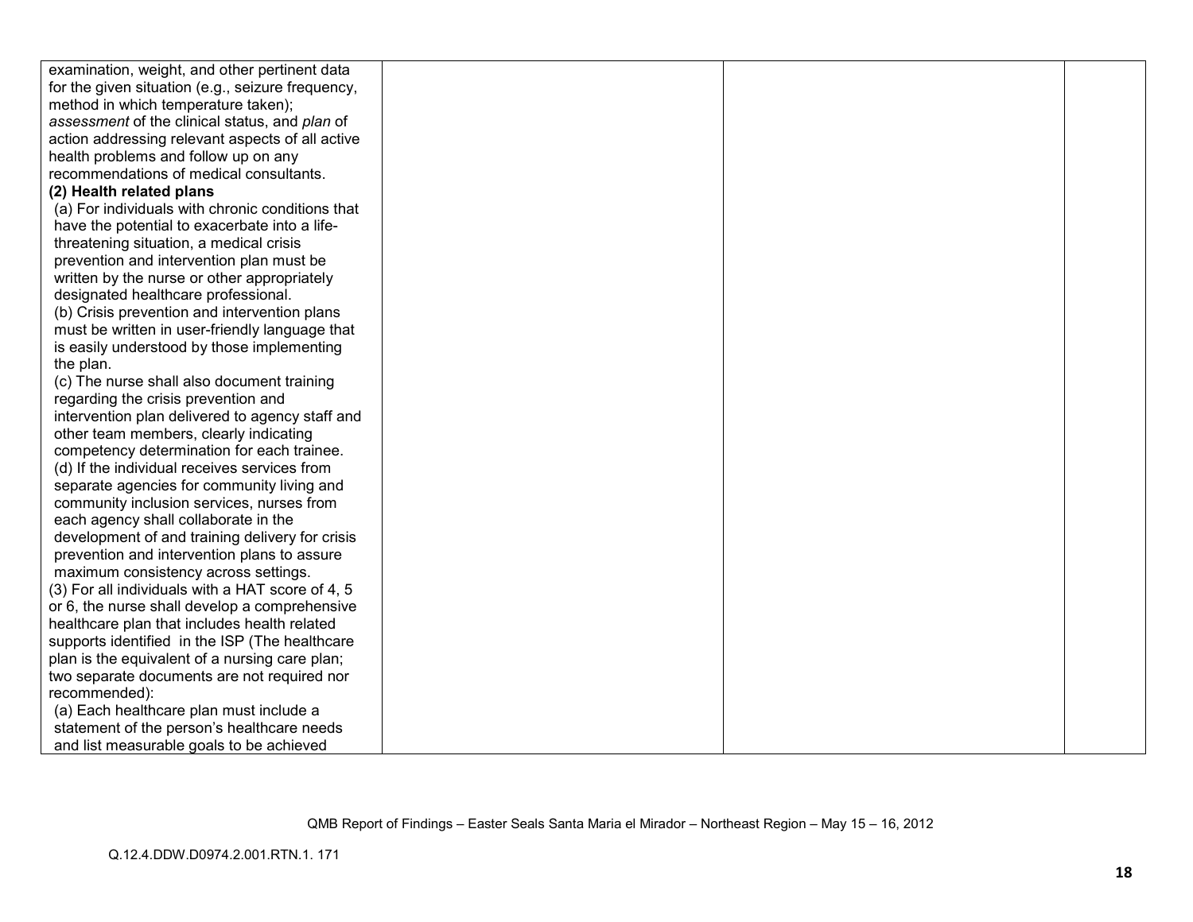| | | | |
|---|---|---|---|
| examination, weight, and other pertinent data for the given situation (e.g., seizure frequency, method in which temperature taken); *assessment* of the clinical status, and *plan* of action addressing relevant aspects of all active health problems and follow up on any recommendations of medical consultants.<br>**(2) Health related plans**<br>(a) For individuals with chronic conditions that have the potential to exacerbate into a life-threatening situation, a medical crisis prevention and intervention plan must be written by the nurse or other appropriately designated healthcare professional.<br>(b) Crisis prevention and intervention plans must be written in user-friendly language that is easily understood by those implementing the plan.<br>(c) The nurse shall also document training regarding the crisis prevention and intervention plan delivered to agency staff and other team members, clearly indicating competency determination for each trainee.<br>(d) If the individual receives services from separate agencies for community living and community inclusion services, nurses from each agency shall collaborate in the development of and training delivery for crisis prevention and intervention plans to assure maximum consistency across settings.<br>(3) For all individuals with a HAT score of 4, 5 or 6, the nurse shall develop a comprehensive healthcare plan that includes health related supports identified in the ISP (The healthcare plan is the equivalent of a nursing care plan; two separate documents are not required nor recommended):<br>(a) Each healthcare plan must include a statement of the person's healthcare needs and list measurable goals to be achieved | | | |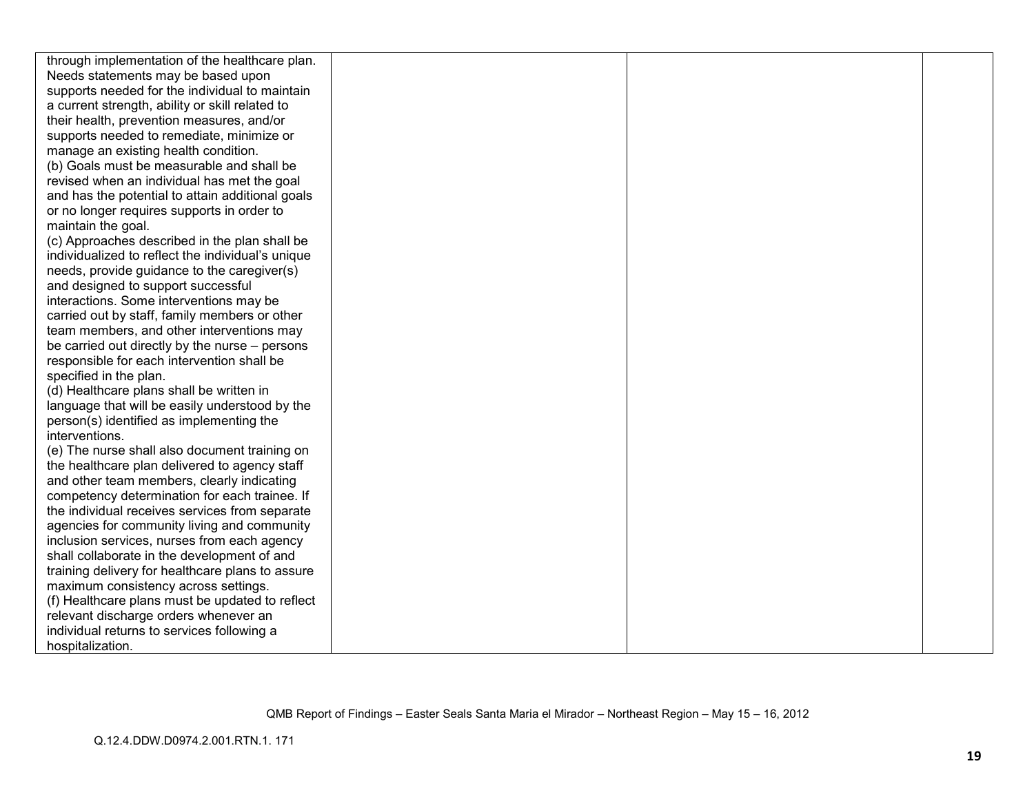| | | | |
|---|---|---|---|
| through implementation of the healthcare plan. Needs statements may be based upon supports needed for the individual to maintain a current strength, ability or skill related to their health, prevention measures, and/or supports needed to remediate, minimize or manage an existing health condition.<br>(b) Goals must be measurable and shall be revised when an individual has met the goal and has the potential to attain additional goals or no longer requires supports in order to maintain the goal.<br>(c) Approaches described in the plan shall be individualized to reflect the individual's unique needs, provide guidance to the caregiver(s) and designed to support successful interactions. Some interventions may be carried out by staff, family members or other team members, and other interventions may be carried out directly by the nurse – persons responsible for each intervention shall be specified in the plan.<br>(d) Healthcare plans shall be written in language that will be easily understood by the person(s) identified as implementing the interventions.<br>(e) The nurse shall also document training on the healthcare plan delivered to agency staff and other team members, clearly indicating competency determination for each trainee. If the individual receives services from separate agencies for community living and community inclusion services, nurses from each agency shall collaborate in the development of and training delivery for healthcare plans to assure maximum consistency across settings.<br>(f) Healthcare plans must be updated to reflect relevant discharge orders whenever an individual returns to services following a hospitalization. | | | |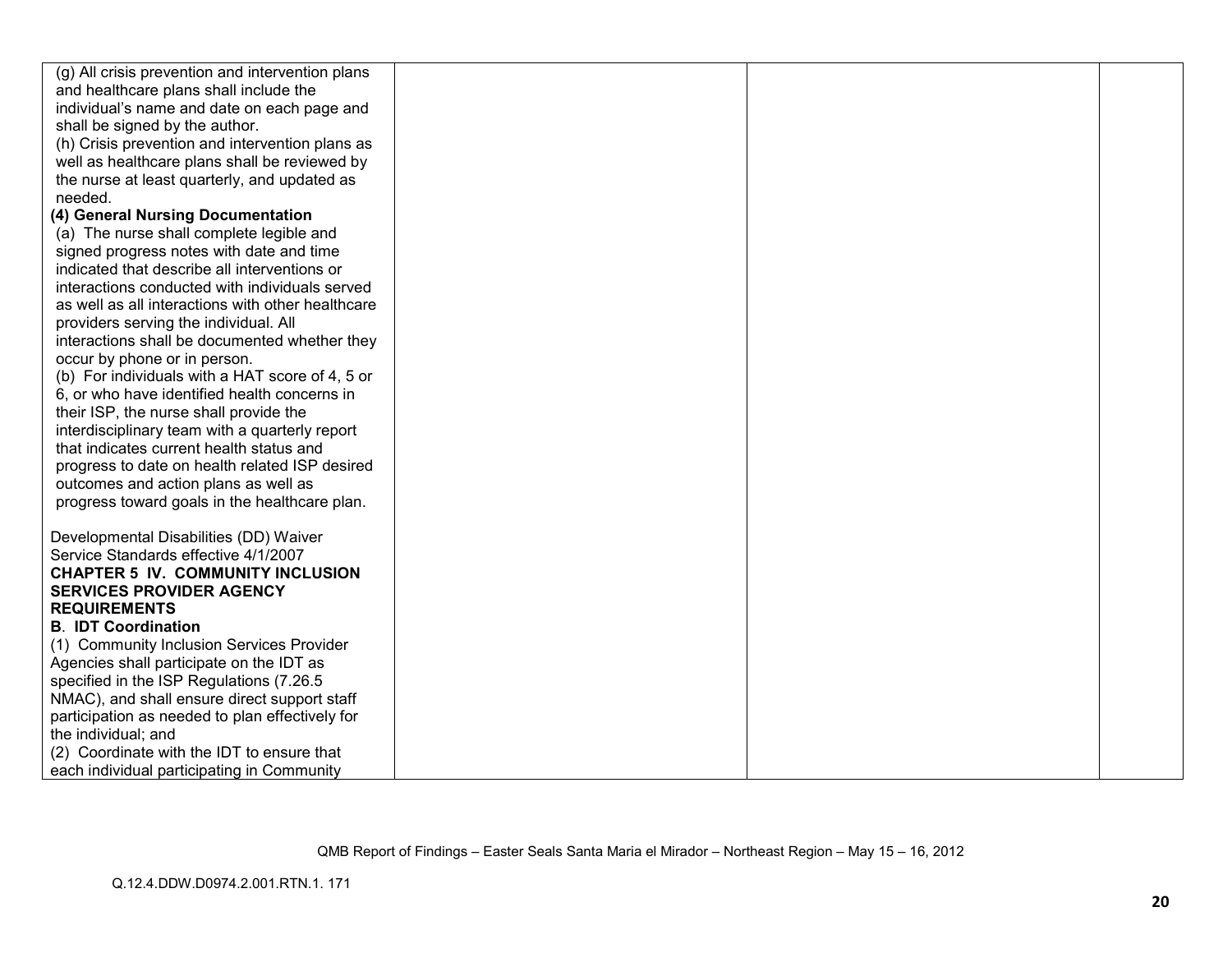| | | | |
|---|---|---|---|
| (g) All crisis prevention and intervention plans and healthcare plans shall include the individual's name and date on each page and shall be signed by the author.<br>(h) Crisis prevention and intervention plans as well as healthcare plans shall be reviewed by the nurse at least quarterly, and updated as needed.<br>**(4) General Nursing Documentation**<br>(a) The nurse shall complete legible and signed progress notes with date and time indicated that describe all interventions or interactions conducted with individuals served as well as all interactions with other healthcare providers serving the individual. All interactions shall be documented whether they occur by phone or in person.<br>(b) For individuals with a HAT score of 4, 5 or 6, or who have identified health concerns in their ISP, the nurse shall provide the interdisciplinary team with a quarterly report that indicates current health status and progress to date on health related ISP desired outcomes and action plans as well as progress toward goals in the healthcare plan.<br><br>Developmental Disabilities (DD) Waiver Service Standards effective 4/1/2007<br>**CHAPTER 5 IV. COMMUNITY INCLUSION SERVICES PROVIDER AGENCY REQUIREMENTS**<br>**B. IDT Coordination**<br>(1) Community Inclusion Services Provider Agencies shall participate on the IDT as specified in the ISP Regulations (7.26.5 NMAC), and shall ensure direct support staff participation as needed to plan effectively for the individual; and<br>(2) Coordinate with the IDT to ensure that each individual participating in Community | | | |

QMB Report of Findings – Easter Seals Santa Maria el Mirador – Northeast Region – May 15 – 16, 2012

Q.12.4.DDW.D0974.2.001.RTN.1. 171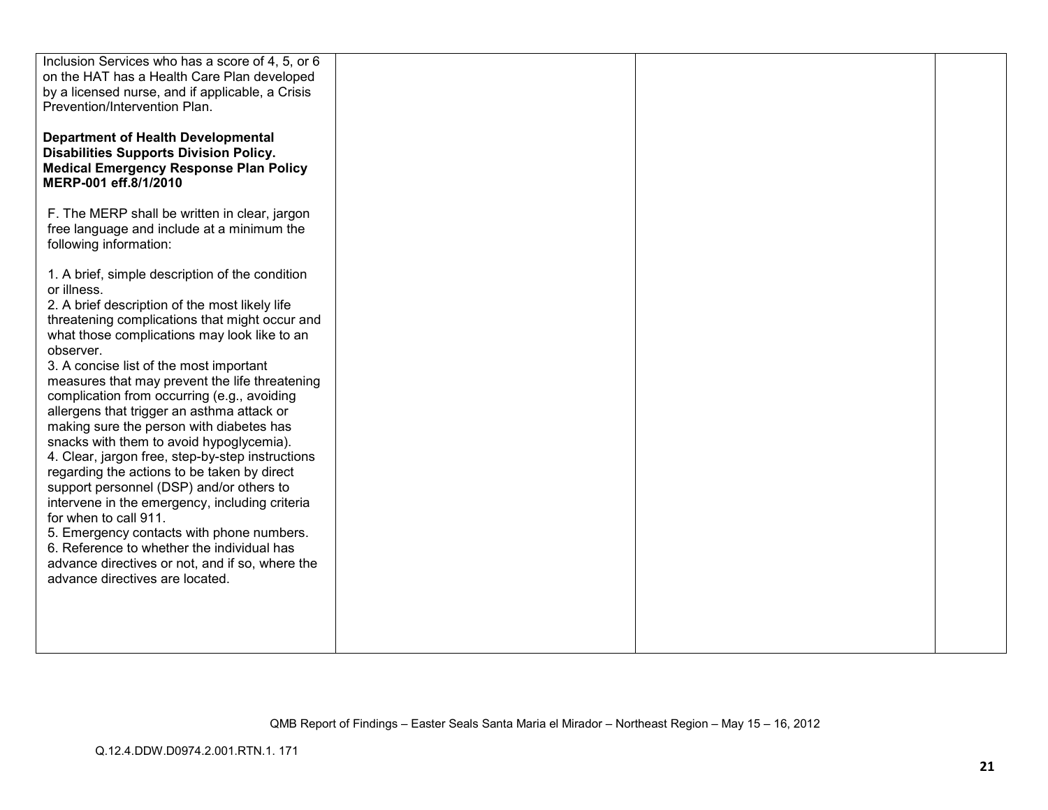| | | | |
|---|---|---|---|
| Inclusion Services who has a score of 4, 5, or 6 on the HAT has a Health Care Plan developed by a licensed nurse, and if applicable, a Crisis Prevention/Intervention Plan.<br><br>**Department of Health Developmental Disabilities Supports Division Policy. Medical Emergency Response Plan Policy MERP-001 eff.8/1/2010**<br><br>F. The MERP shall be written in clear, jargon free language and include at a minimum the following information:<br><br>1. A brief, simple description of the condition or illness.<br>2. A brief description of the most likely life threatening complications that might occur and what those complications may look like to an observer.<br>3. A concise list of the most important measures that may prevent the life threatening complication from occurring (e.g., avoiding allergens that trigger an asthma attack or making sure the person with diabetes has snacks with them to avoid hypoglycemia).<br>4. Clear, jargon free, step-by-step instructions regarding the actions to be taken by direct support personnel (DSP) and/or others to intervene in the emergency, including criteria for when to call 911.<br>5. Emergency contacts with phone numbers.<br>6. Reference to whether the individual has advance directives or not, and if so, where the advance directives are located. | | | |

QMB Report of Findings – Easter Seals Santa Maria el Mirador – Northeast Region – May 15 – 16, 2012

Q.12.4.DDW.D0974.2.001.RTN.1. 171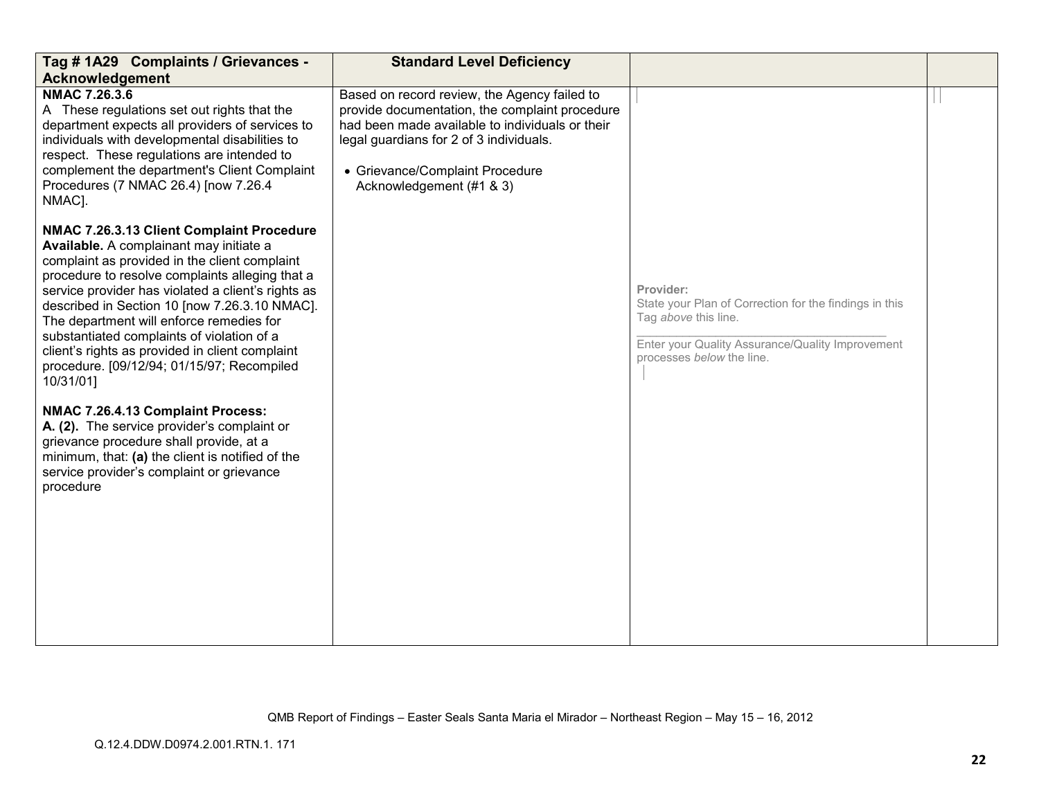| Tag # 1A29 Complaints / Grievances - Acknowledgement | Standard Level Deficiency | | |
|---|---|---|---|
| **NMAC 7.26.3.6**<br>A These regulations set out rights that the department expects all providers of services to individuals with developmental disabilities to respect. These regulations are intended to complement the department's Client Complaint Procedures (7 NMAC 26.4) [now 7.26.4 NMAC].<br><br>**NMAC 7.26.3.13 Client Complaint Procedure Available.** A complainant may initiate a complaint as provided in the client complaint procedure to resolve complaints alleging that a service provider has violated a client's rights as described in Section 10 [now 7.26.3.10 NMAC]. The department will enforce remedies for substantiated complaints of violation of a client's rights as provided in client complaint procedure. [09/12/94; 01/15/97; Recompiled 10/31/01]<br><br>**NMAC 7.26.4.13 Complaint Process:**<br>**A. (2).** The service provider's complaint or grievance procedure shall provide, at a minimum, that: **(a)** the client is notified of the service provider's complaint or grievance procedure | Based on record review, the Agency failed to provide documentation, the complaint procedure had been made available to individuals or their legal guardians for 2 of 3 individuals.<br><br>• Grievance/Complaint Procedure Acknowledgement (#1 & 3) | Provider:<br>State your Plan of Correction for the findings in this Tag *above* this line.<br>\_\_\_\_\_\_\_\_\_\_\_\_\_\_\_\_\_\_\_\_\_\_\_\_\_\_\_\_\_\_\_\_\_\_\_\_\_\_<br>Enter your Quality Assurance/Quality Improvement processes *below* the line. | |

QMB Report of Findings – Easter Seals Santa Maria el Mirador – Northeast Region – May 15 – 16, 2012

Q.12.4.DDW.D0974.2.001.RTN.1. 171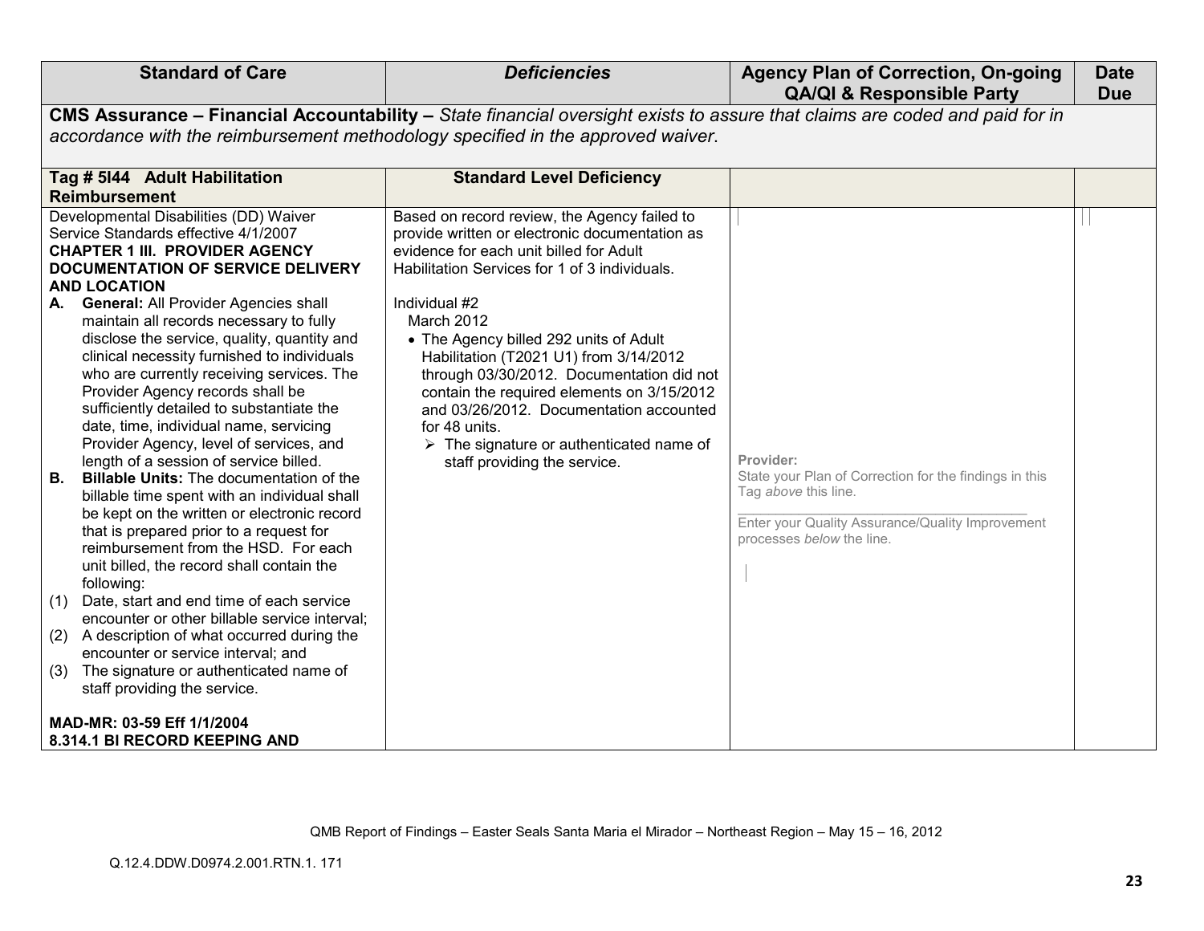| Standard of Care | *Deficiencies* | Agency Plan of Correction, On-going QA/QI & Responsible Party | Date Due |
|---|---|---|---|
| **CMS Assurance – Financial Accountability –** *State financial oversight exists to assure that claims are coded and paid for in accordance with the reimbursement methodology specified in the approved waiver*. | | | |
| **Tag # 5I44 Adult Habilitation Reimbursement** | **Standard Level Deficiency** | | |
| Developmental Disabilities (DD) Waiver Service Standards effective 4/1/2007<br>**CHAPTER 1 III. PROVIDER AGENCY DOCUMENTATION OF SERVICE DELIVERY AND LOCATION**<br>**A. General:** All Provider Agencies shall maintain all records necessary to fully disclose the service, quality, quantity and clinical necessity furnished to individuals who are currently receiving services. The Provider Agency records shall be sufficiently detailed to substantiate the date, time, individual name, servicing Provider Agency, level of services, and length of a session of service billed.<br>**B. Billable Units:** The documentation of the billable time spent with an individual shall be kept on the written or electronic record that is prepared prior to a request for reimbursement from the HSD. For each unit billed, the record shall contain the following:<br>(1) Date, start and end time of each service encounter or other billable service interval;<br>(2) A description of what occurred during the encounter or service interval; and<br>(3) The signature or authenticated name of staff providing the service.<br><br>**MAD-MR: 03-59 Eff 1/1/2004**<br>**8.314.1 BI RECORD KEEPING AND** | Based on record review, the Agency failed to provide written or electronic documentation as evidence for each unit billed for Adult Habilitation Services for 1 of 3 individuals.<br><br>Individual #2<br>March 2012<br>• The Agency billed 292 units of Adult Habilitation (T2021 U1) from 3/14/2012 through 03/30/2012. Documentation did not contain the required elements on 3/15/2012 and 03/26/2012. Documentation accounted for 48 units.<br>➢ The signature or authenticated name of staff providing the service. | Provider:<br>State your Plan of Correction for the findings in this Tag *above* this line.<br>\_\_\_\_\_\_\_\_\_\_\_\_\_\_\_\_\_\_\_\_\_\_\_\_\_\_\_\_\_\_\_\_\_\_\_\_\_\_\_\_<br>Enter your Quality Assurance/Quality Improvement processes *below* the line. | |

QMB Report of Findings – Easter Seals Santa Maria el Mirador – Northeast Region – May 15 – 16, 2012

Q.12.4.DDW.D0974.2.001.RTN.1. 171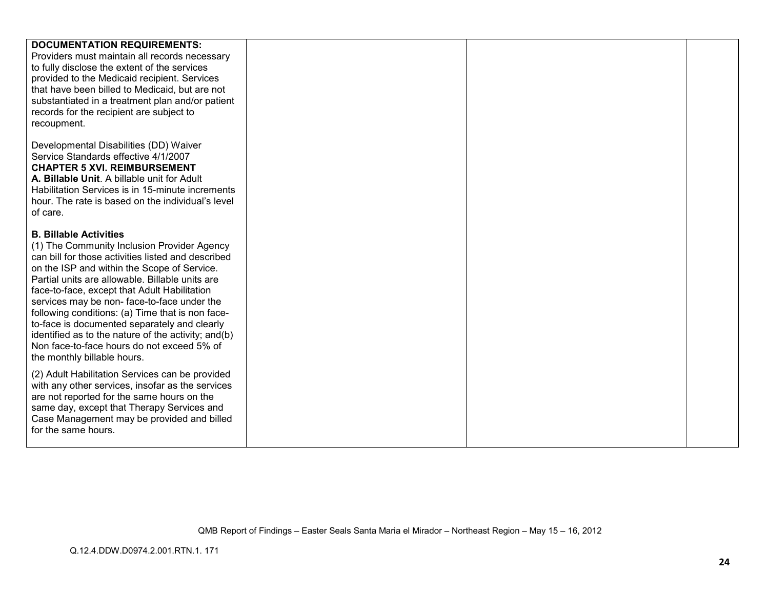| | | | |
|---|---|---|---|
| **DOCUMENTATION REQUIREMENTS:**<br>Providers must maintain all records necessary to fully disclose the extent of the services provided to the Medicaid recipient. Services that have been billed to Medicaid, but are not substantiated in a treatment plan and/or patient records for the recipient are subject to recoupment.<br><br>Developmental Disabilities (DD) Waiver Service Standards effective 4/1/2007<br>**CHAPTER 5 XVI. REIMBURSEMENT**<br>**A. Billable Unit**. A billable unit for Adult Habilitation Services is in 15-minute increments hour. The rate is based on the individual's level of care.<br><br>**B. Billable Activities**<br>(1) The Community Inclusion Provider Agency can bill for those activities listed and described on the ISP and within the Scope of Service. Partial units are allowable. Billable units are face-to-face, except that Adult Habilitation services may be non- face-to-face under the following conditions: (a) Time that is non face-to-face is documented separately and clearly identified as to the nature of the activity; and(b) Non face-to-face hours do not exceed 5% of the monthly billable hours.<br><br>(2) Adult Habilitation Services can be provided with any other services, insofar as the services are not reported for the same hours on the same day, except that Therapy Services and Case Management may be provided and billed for the same hours. | | | |

QMB Report of Findings – Easter Seals Santa Maria el Mirador – Northeast Region – May 15 – 16, 2012

Q.12.4.DDW.D0974.2.001.RTN.1. 171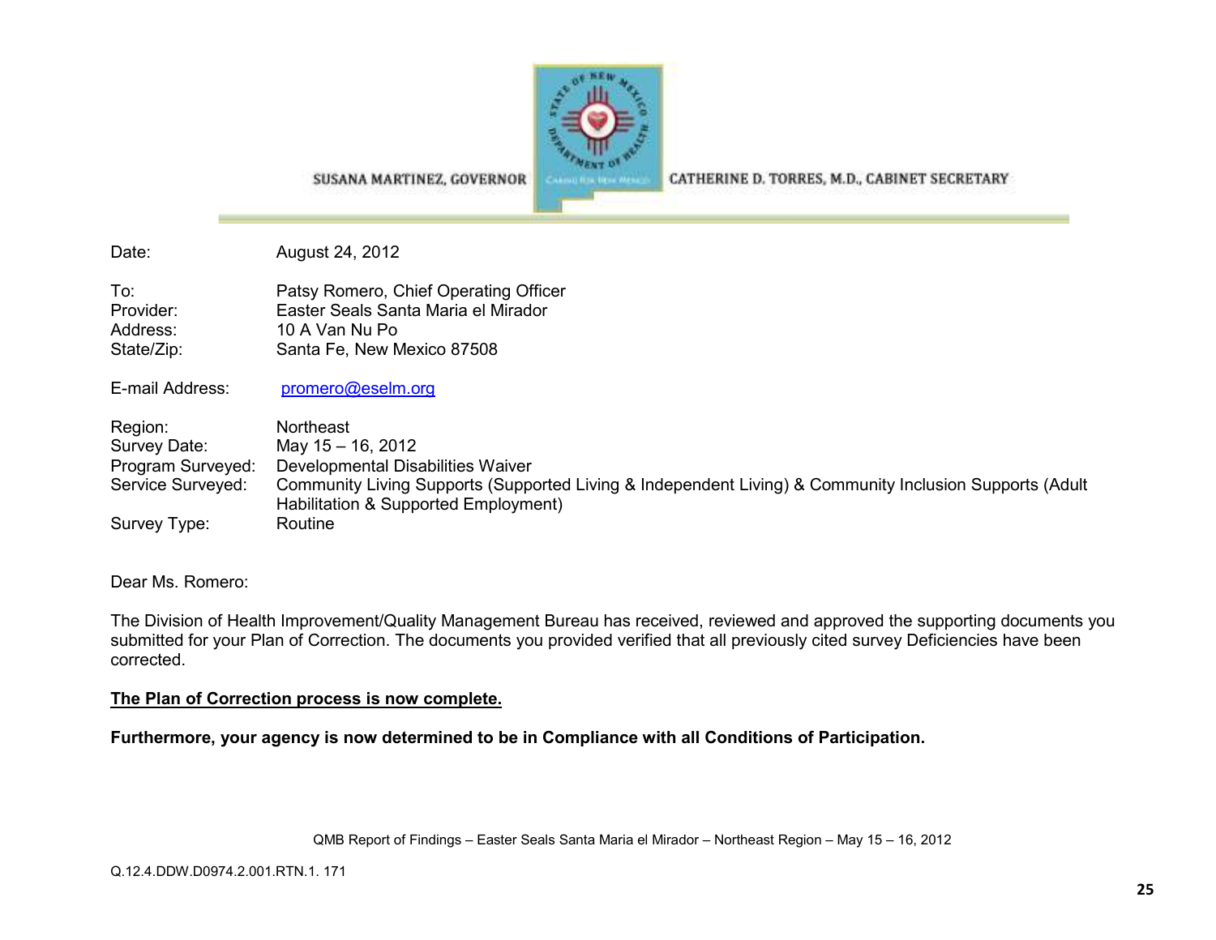SUSANA MARTINEZ, GOVERNOR CATHERINE D. TORRES, M.D., CABINET SECRETARY

| | |
|---|---|
| Date: | August 24, 2012 |
| To: | Patsy Romero, Chief Operating Officer |
| Provider: | Easter Seals Santa Maria el Mirador |
| Address: | 10 A Van Nu Po |
| State/Zip: | Santa Fe, New Mexico 87508 |
| E-mail Address: | promero@eselm.org |
| Region: | Northeast |
| Survey Date: | May 15 – 16, 2012 |
| Program Surveyed: | Developmental Disabilities Waiver |
| Service Surveyed: | Community Living Supports (Supported Living & Independent Living) & Community Inclusion Supports (Adult Habilitation & Supported Employment) |
| Survey Type: | Routine |

Dear Ms. Romero:

The Division of Health Improvement/Quality Management Bureau has received, reviewed and approved the supporting documents you submitted for your Plan of Correction. The documents you provided verified that all previously cited survey Deficiencies have been corrected.

**The Plan of Correction process is now complete.**

**Furthermore, your agency is now determined to be in Compliance with all Conditions of Participation.**

Q.12.4.DDW.D0974.2.001.RTN.1. 171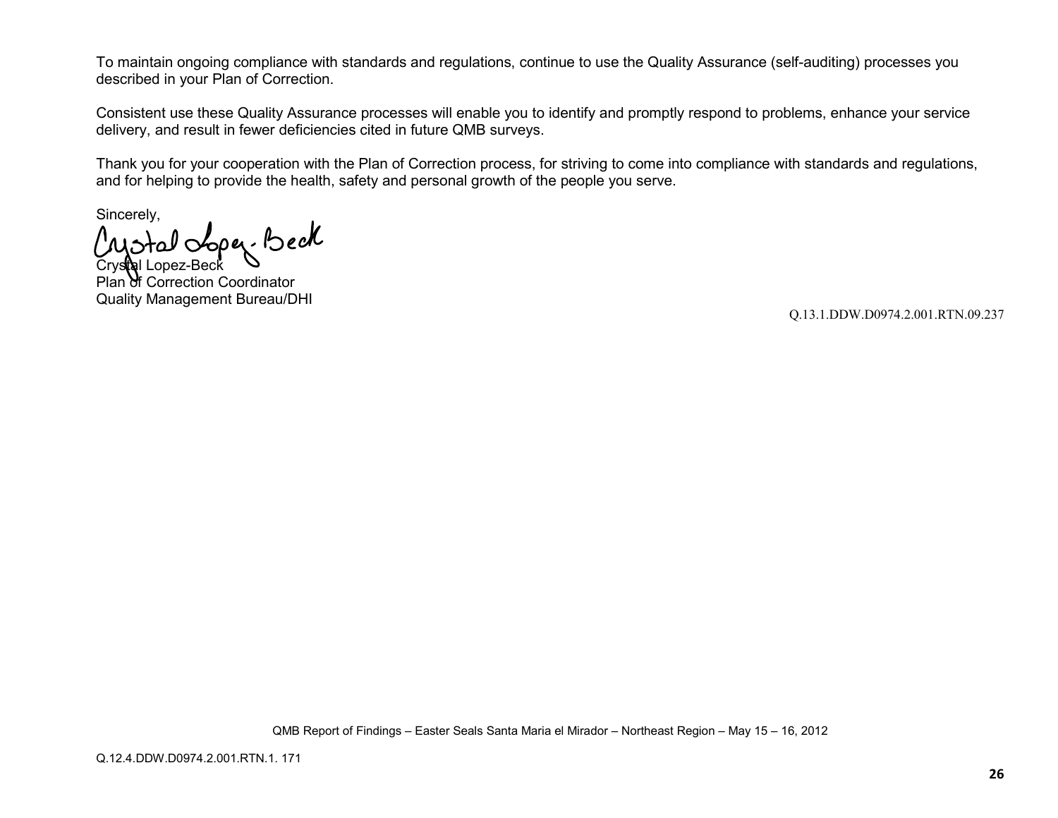To maintain ongoing compliance with standards and regulations, continue to use the Quality Assurance (self-auditing) processes you described in your Plan of Correction.

Consistent use these Quality Assurance processes will enable you to identify and promptly respond to problems, enhance your service delivery, and result in fewer deficiencies cited in future QMB surveys.

Thank you for your cooperation with the Plan of Correction process, for striving to come into compliance with standards and regulations, and for helping to provide the health, safety and personal growth of the people you serve.

Sincerely,

Crystal Lopez-Beck  
Plan of Correction Coordinator  
Quality Management Bureau/DHI

Q.13.1.DDW.D0974.2.001.RTN.09.237